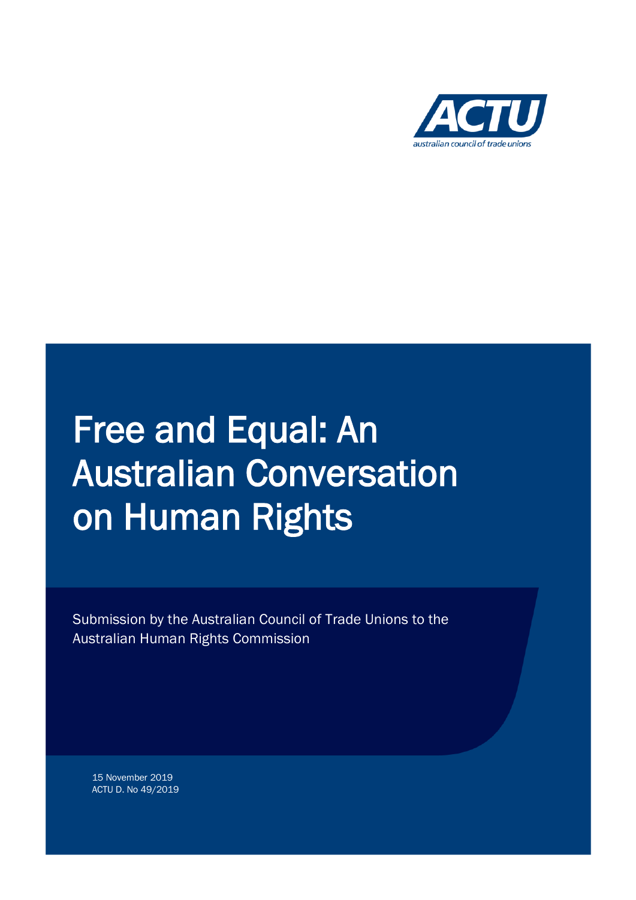ACTU

australian council of trade unions

# Free and Equal: An Australian Conversation on Human Rights

Submission by the Australian Council of Trade Unions to the Australian Human Rights Commission

15 November 2019
ACTU D. No 49/2019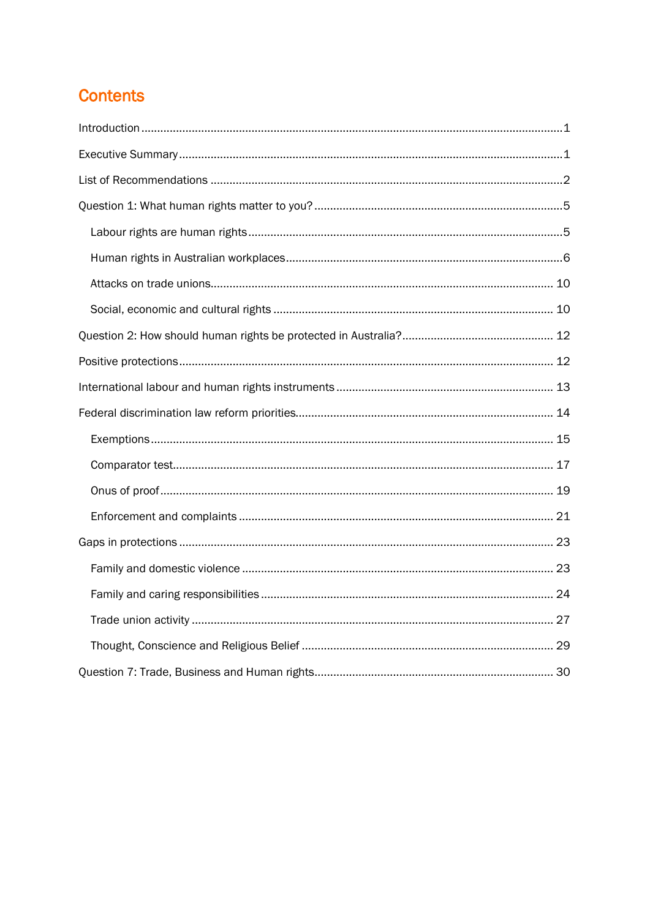## Contents

- Introduction ... 1
- Executive Summary ... 1
- List of Recommendations ... 2
- Question 1: What human rights matter to you? ... 5
  - Labour rights are human rights ... 5
  - Human rights in Australian workplaces ... 6
  - Attacks on trade unions ... 10
  - Social, economic and cultural rights ... 10
- Question 2: How should human rights be protected in Australia? ... 12
- Positive protections ... 12
- International labour and human rights instruments ... 13
- Federal discrimination law reform priorities ... 14
  - Exemptions ... 15
  - Comparator test ... 17
  - Onus of proof ... 19
  - Enforcement and complaints ... 21
- Gaps in protections ... 23
  - Family and domestic violence ... 23
  - Family and caring responsibilities ... 24
  - Trade union activity ... 27
  - Thought, Conscience and Religious Belief ... 29
- Question 7: Trade, Business and Human rights ... 30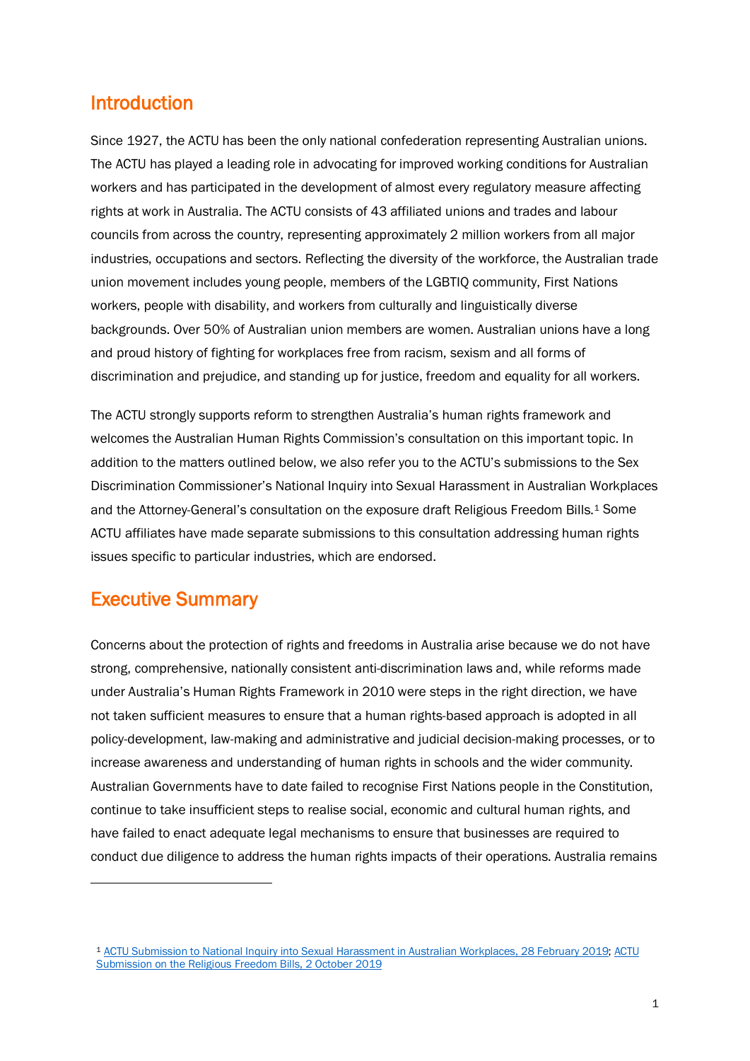## Introduction

Since 1927, the ACTU has been the only national confederation representing Australian unions. The ACTU has played a leading role in advocating for improved working conditions for Australian workers and has participated in the development of almost every regulatory measure affecting rights at work in Australia. The ACTU consists of 43 affiliated unions and trades and labour councils from across the country, representing approximately 2 million workers from all major industries, occupations and sectors. Reflecting the diversity of the workforce, the Australian trade union movement includes young people, members of the LGBTIQ community, First Nations workers, people with disability, and workers from culturally and linguistically diverse backgrounds. Over 50% of Australian union members are women. Australian unions have a long and proud history of fighting for workplaces free from racism, sexism and all forms of discrimination and prejudice, and standing up for justice, freedom and equality for all workers.

The ACTU strongly supports reform to strengthen Australia's human rights framework and welcomes the Australian Human Rights Commission's consultation on this important topic. In addition to the matters outlined below, we also refer you to the ACTU's submissions to the Sex Discrimination Commissioner's National Inquiry into Sexual Harassment in Australian Workplaces and the Attorney-General's consultation on the exposure draft Religious Freedom Bills.[1] Some ACTU affiliates have made separate submissions to this consultation addressing human rights issues specific to particular industries, which are endorsed.

## Executive Summary

Concerns about the protection of rights and freedoms in Australia arise because we do not have strong, comprehensive, nationally consistent anti-discrimination laws and, while reforms made under Australia's Human Rights Framework in 2010 were steps in the right direction, we have not taken sufficient measures to ensure that a human rights-based approach is adopted in all policy-development, law-making and administrative and judicial decision-making processes, or to increase awareness and understanding of human rights in schools and the wider community. Australian Governments have to date failed to recognise First Nations people in the Constitution, continue to take insufficient steps to realise social, economic and cultural human rights, and have failed to enact adequate legal mechanisms to ensure that businesses are required to conduct due diligence to address the human rights impacts of their operations. Australia remains

---

[1] ACTU Submission to National Inquiry into Sexual Harassment in Australian Workplaces, 28 February 2019; ACTU Submission on the Religious Freedom Bills, 2 October 2019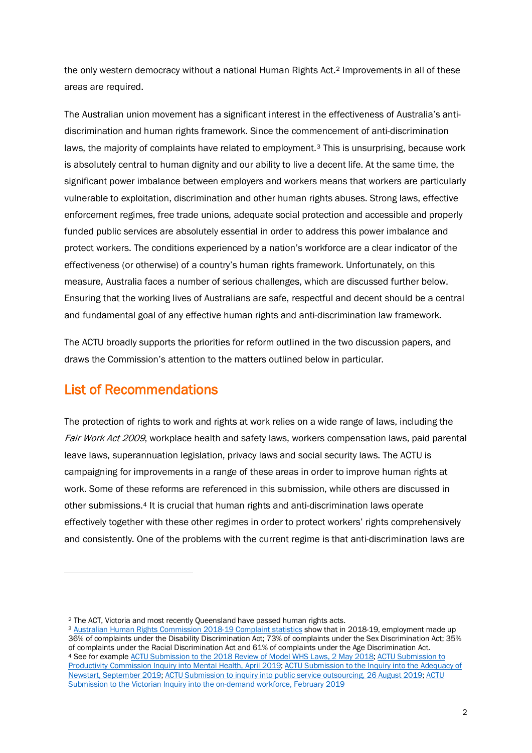the only western democracy without a national Human Rights Act.[2] Improvements in all of these areas are required.

The Australian union movement has a significant interest in the effectiveness of Australia's anti-discrimination and human rights framework. Since the commencement of anti-discrimination laws, the majority of complaints have related to employment.[3] This is unsurprising, because work is absolutely central to human dignity and our ability to live a decent life. At the same time, the significant power imbalance between employers and workers means that workers are particularly vulnerable to exploitation, discrimination and other human rights abuses. Strong laws, effective enforcement regimes, free trade unions, adequate social protection and accessible and properly funded public services are absolutely essential in order to address this power imbalance and protect workers. The conditions experienced by a nation's workforce are a clear indicator of the effectiveness (or otherwise) of a country's human rights framework. Unfortunately, on this measure, Australia faces a number of serious challenges, which are discussed further below. Ensuring that the working lives of Australians are safe, respectful and decent should be a central and fundamental goal of any effective human rights and anti-discrimination law framework.

The ACTU broadly supports the priorities for reform outlined in the two discussion papers, and draws the Commission's attention to the matters outlined below in particular.

## List of Recommendations

The protection of rights to work and rights at work relies on a wide range of laws, including the *Fair Work Act 2009*, workplace health and safety laws, workers compensation laws, paid parental leave laws, superannuation legislation, privacy laws and social security laws. The ACTU is campaigning for improvements in a range of these areas in order to improve human rights at work. Some of these reforms are referenced in this submission, while others are discussed in other submissions.[4] It is crucial that human rights and anti-discrimination laws operate effectively together with these other regimes in order to protect workers' rights comprehensively and consistently. One of the problems with the current regime is that anti-discrimination laws are

---

[2] The ACT, Victoria and most recently Queensland have passed human rights acts.

[3] Australian Human Rights Commission 2018-19 Complaint statistics show that in 2018-19, employment made up 36% of complaints under the Disability Discrimination Act; 73% of complaints under the Sex Discrimination Act; 35% of complaints under the Racial Discrimination Act and 61% of complaints under the Age Discrimination Act.

[4] See for example ACTU Submission to the 2018 Review of Model WHS Laws, 2 May 2018; ACTU Submission to Productivity Commission Inquiry into Mental Health, April 2019; ACTU Submission to the Inquiry into the Adequacy of Newstart, September 2019; ACTU Submission to inquiry into public service outsourcing, 26 August 2019; ACTU Submission to the Victorian Inquiry into the on-demand workforce, February 2019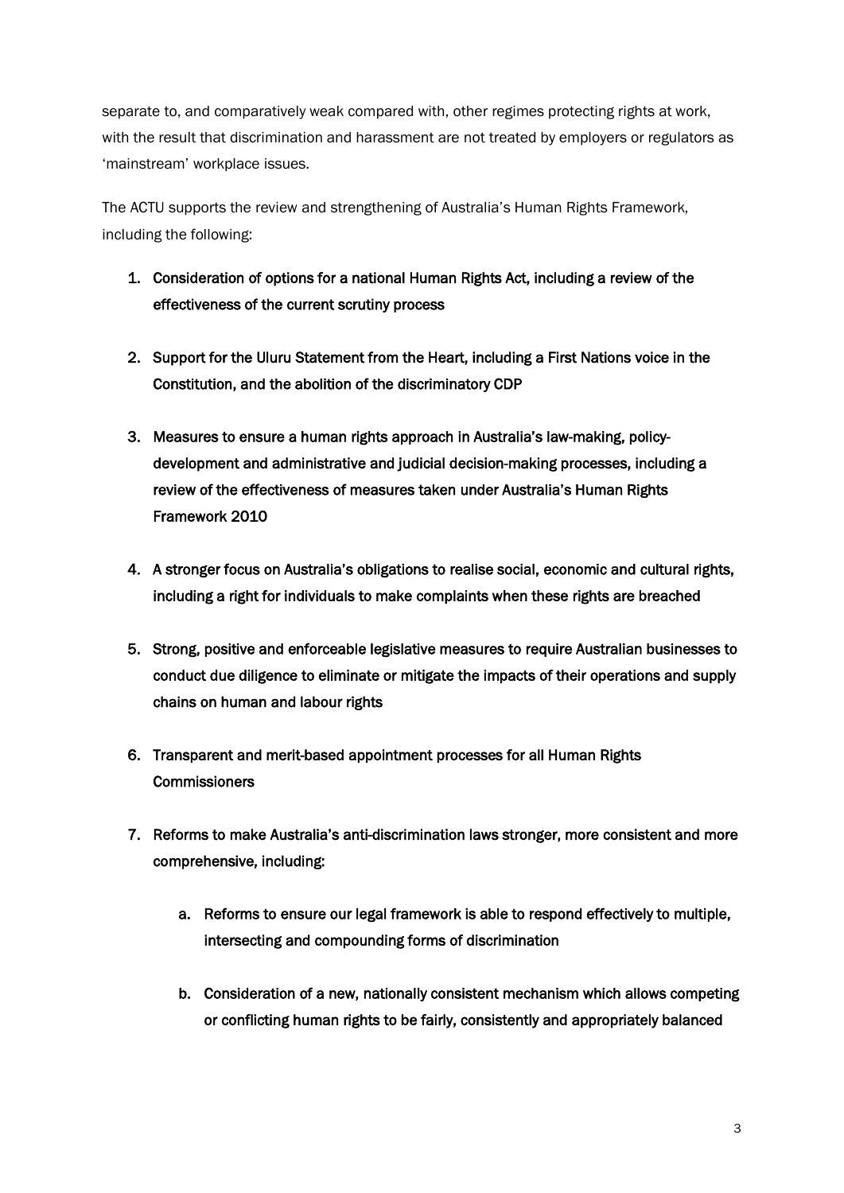separate to, and comparatively weak compared with, other regimes protecting rights at work, with the result that discrimination and harassment are not treated by employers or regulators as 'mainstream' workplace issues.

The ACTU supports the review and strengthening of Australia's Human Rights Framework, including the following:

1. **Consideration of options for a national Human Rights Act, including a review of the effectiveness of the current scrutiny process**

2. **Support for the Uluru Statement from the Heart, including a First Nations voice in the Constitution, and the abolition of the discriminatory CDP**

3. **Measures to ensure a human rights approach in Australia's law-making, policy-development and administrative and judicial decision-making processes, including a review of the effectiveness of measures taken under Australia's Human Rights Framework 2010**

4. **A stronger focus on Australia's obligations to realise social, economic and cultural rights, including a right for individuals to make complaints when these rights are breached**

5. **Strong, positive and enforceable legislative measures to require Australian businesses to conduct due diligence to eliminate or mitigate the impacts of their operations and supply chains on human and labour rights**

6. **Transparent and merit-based appointment processes for all Human Rights Commissioners**

7. **Reforms to make Australia's anti-discrimination laws stronger, more consistent and more comprehensive, including:**

    a. **Reforms to ensure our legal framework is able to respond effectively to multiple, intersecting and compounding forms of discrimination**

    b. **Consideration of a new, nationally consistent mechanism which allows competing or conflicting human rights to be fairly, consistently and appropriately balanced**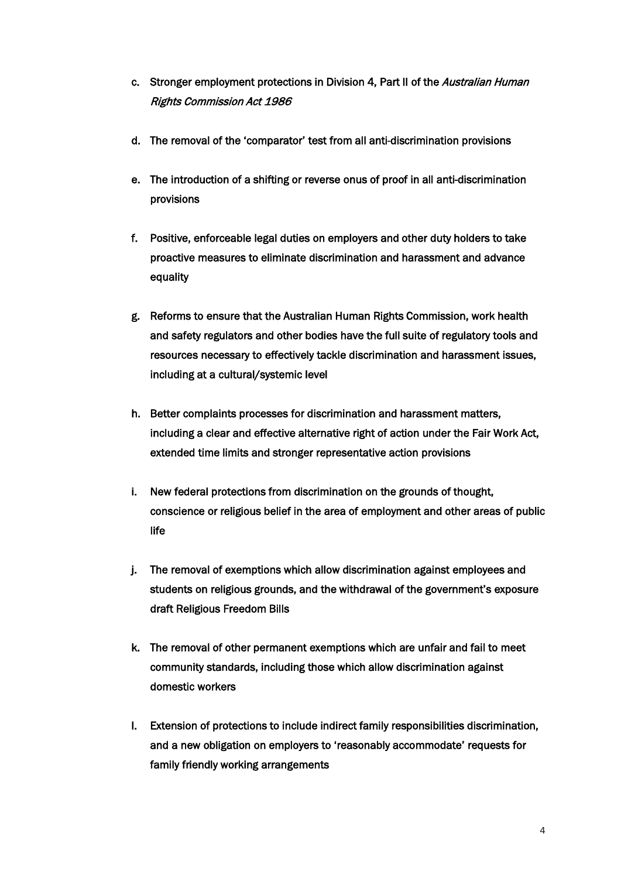c. Stronger employment protections in Division 4, Part II of the *Australian Human Rights Commission Act 1986*

d. The removal of the 'comparator' test from all anti-discrimination provisions

e. The introduction of a shifting or reverse onus of proof in all anti-discrimination provisions

f. Positive, enforceable legal duties on employers and other duty holders to take proactive measures to eliminate discrimination and harassment and advance equality

g. Reforms to ensure that the Australian Human Rights Commission, work health and safety regulators and other bodies have the full suite of regulatory tools and resources necessary to effectively tackle discrimination and harassment issues, including at a cultural/systemic level

h. Better complaints processes for discrimination and harassment matters, including a clear and effective alternative right of action under the Fair Work Act, extended time limits and stronger representative action provisions

i. New federal protections from discrimination on the grounds of thought, conscience or religious belief in the area of employment and other areas of public life

j. The removal of exemptions which allow discrimination against employees and students on religious grounds, and the withdrawal of the government's exposure draft Religious Freedom Bills

k. The removal of other permanent exemptions which are unfair and fail to meet community standards, including those which allow discrimination against domestic workers

l. Extension of protections to include indirect family responsibilities discrimination, and a new obligation on employers to 'reasonably accommodate' requests for family friendly working arrangements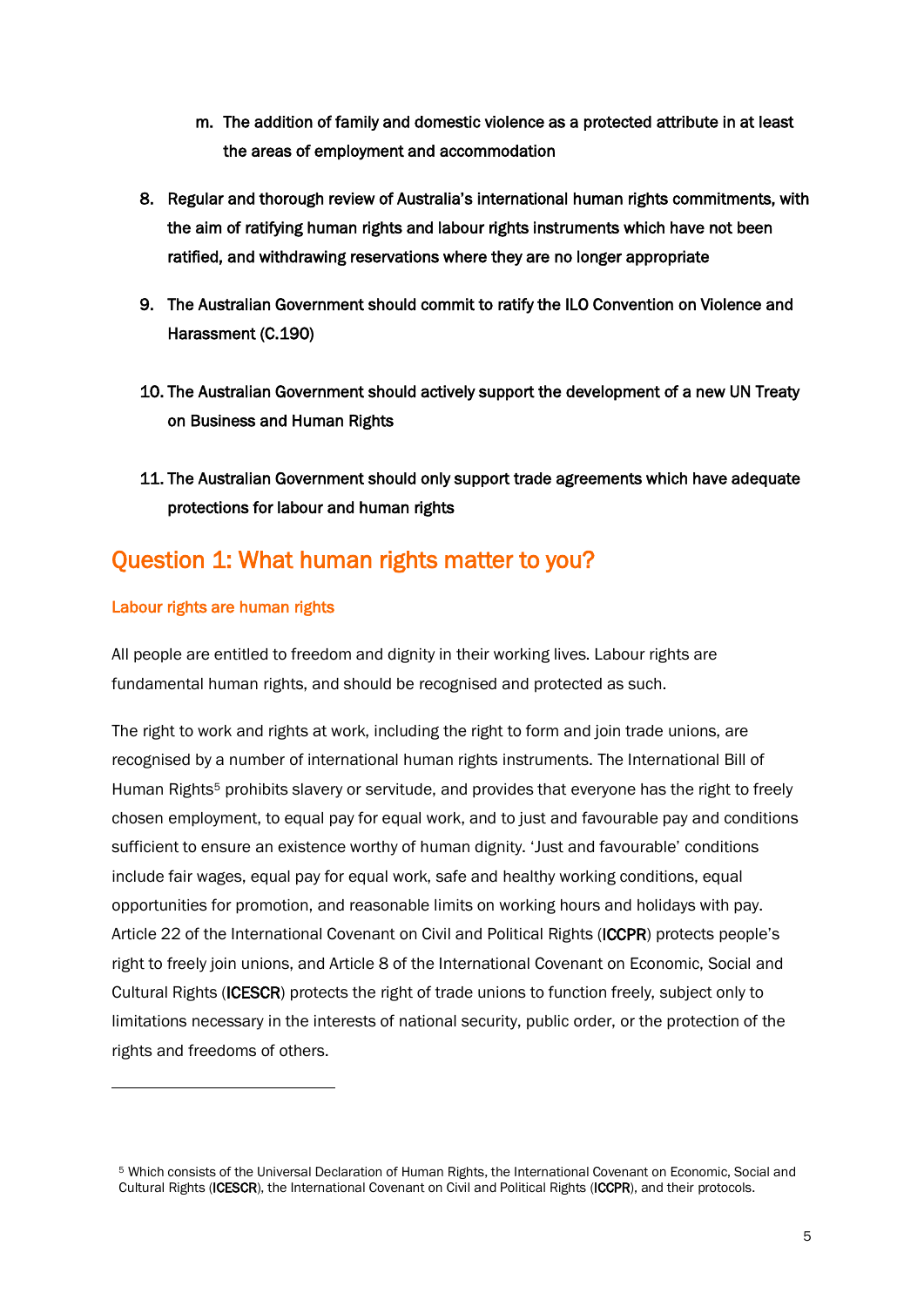m. **The addition of family and domestic violence as a protected attribute in at least the areas of employment and accommodation**

8. **Regular and thorough review of Australia's international human rights commitments, with the aim of ratifying human rights and labour rights instruments which have not been ratified, and withdrawing reservations where they are no longer appropriate**

9. **The Australian Government should commit to ratify the ILO Convention on Violence and Harassment (C.190)**

10. **The Australian Government should actively support the development of a new UN Treaty on Business and Human Rights**

11. **The Australian Government should only support trade agreements which have adequate protections for labour and human rights**

## Question 1: What human rights matter to you?

### Labour rights are human rights

All people are entitled to freedom and dignity in their working lives. Labour rights are fundamental human rights, and should be recognised and protected as such.

The right to work and rights at work, including the right to form and join trade unions, are recognised by a number of international human rights instruments. The International Bill of Human Rights[5] prohibits slavery or servitude, and provides that everyone has the right to freely chosen employment, to equal pay for equal work, and to just and favourable pay and conditions sufficient to ensure an existence worthy of human dignity. 'Just and favourable' conditions include fair wages, equal pay for equal work, safe and healthy working conditions, equal opportunities for promotion, and reasonable limits on working hours and holidays with pay. Article 22 of the International Covenant on Civil and Political Rights (**ICCPR**) protects people's right to freely join unions, and Article 8 of the International Covenant on Economic, Social and Cultural Rights (**ICESCR**) protects the right of trade unions to function freely, subject only to limitations necessary in the interests of national security, public order, or the protection of the rights and freedoms of others.

---

[5] Which consists of the Universal Declaration of Human Rights, the International Covenant on Economic, Social and Cultural Rights (**ICESCR**), the International Covenant on Civil and Political Rights (**ICCPR**), and their protocols.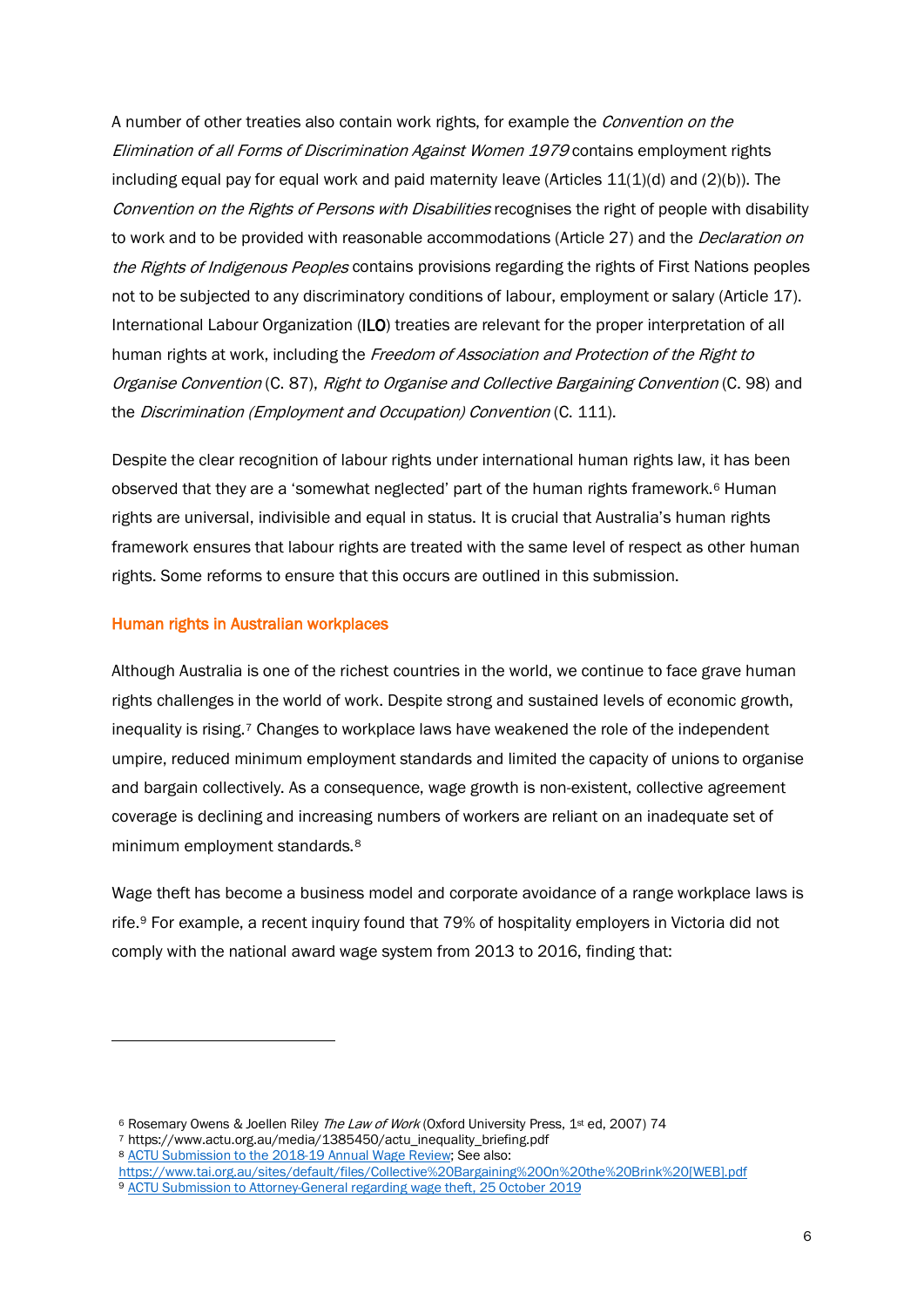A number of other treaties also contain work rights, for example the *Convention on the Elimination of all Forms of Discrimination Against Women 1979* contains employment rights including equal pay for equal work and paid maternity leave (Articles 11(1)(d) and (2)(b)). The *Convention on the Rights of Persons with Disabilities* recognises the right of people with disability to work and to be provided with reasonable accommodations (Article 27) and the *Declaration on the Rights of Indigenous Peoples* contains provisions regarding the rights of First Nations peoples not to be subjected to any discriminatory conditions of labour, employment or salary (Article 17). International Labour Organization (**ILO**) treaties are relevant for the proper interpretation of all human rights at work, including the *Freedom of Association and Protection of the Right to Organise Convention* (C. 87), *Right to Organise and Collective Bargaining Convention* (C. 98) and the *Discrimination (Employment and Occupation) Convention* (C. 111).

Despite the clear recognition of labour rights under international human rights law, it has been observed that they are a 'somewhat neglected' part of the human rights framework.[6] Human rights are universal, indivisible and equal in status. It is crucial that Australia's human rights framework ensures that labour rights are treated with the same level of respect as other human rights. Some reforms to ensure that this occurs are outlined in this submission.

## Human rights in Australian workplaces

Although Australia is one of the richest countries in the world, we continue to face grave human rights challenges in the world of work. Despite strong and sustained levels of economic growth, inequality is rising.[7] Changes to workplace laws have weakened the role of the independent umpire, reduced minimum employment standards and limited the capacity of unions to organise and bargain collectively. As a consequence, wage growth is non-existent, collective agreement coverage is declining and increasing numbers of workers are reliant on an inadequate set of minimum employment standards.[8]

Wage theft has become a business model and corporate avoidance of a range workplace laws is rife.[9] For example, a recent inquiry found that 79% of hospitality employers in Victoria did not comply with the national award wage system from 2013 to 2016, finding that:

---

[6] Rosemary Owens & Joellen Riley *The Law of Work* (Oxford University Press, 1st ed, 2007) 74

[7] https://www.actu.org.au/media/1385450/actu_inequality_briefing.pdf

[8] ACTU Submission to the 2018-19 Annual Wage Review; See also: https://www.tai.org.au/sites/default/files/Collective%20Bargaining%20on%20the%20Brink%20[WEB].pdf

[9] ACTU Submission to Attorney-General regarding wage theft, 25 October 2019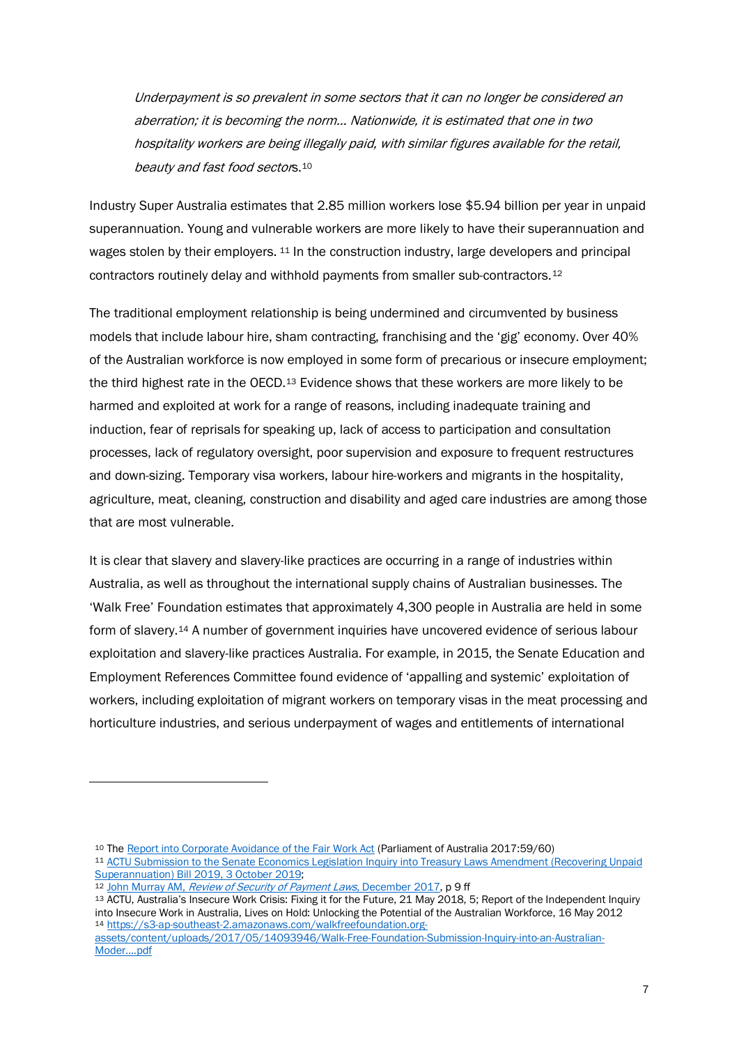> *Underpayment is so prevalent in some sectors that it can no longer be considered an aberration; it is becoming the norm... Nationwide, it is estimated that one in two hospitality workers are being illegally paid, with similar figures available for the retail, beauty and fast food sectors.*[10]

Industry Super Australia estimates that 2.85 million workers lose $5.94 billion per year in unpaid superannuation. Young and vulnerable workers are more likely to have their superannuation and wages stolen by their employers. [11] In the construction industry, large developers and principal contractors routinely delay and withhold payments from smaller sub-contractors.[12]

The traditional employment relationship is being undermined and circumvented by business models that include labour hire, sham contracting, franchising and the 'gig' economy. Over 40% of the Australian workforce is now employed in some form of precarious or insecure employment; the third highest rate in the OECD.[13] Evidence shows that these workers are more likely to be harmed and exploited at work for a range of reasons, including inadequate training and induction, fear of reprisals for speaking up, lack of access to participation and consultation processes, lack of regulatory oversight, poor supervision and exposure to frequent restructures and down-sizing. Temporary visa workers, labour hire-workers and migrants in the hospitality, agriculture, meat, cleaning, construction and disability and aged care industries are among those that are most vulnerable.

It is clear that slavery and slavery-like practices are occurring in a range of industries within Australia, as well as throughout the international supply chains of Australian businesses. The 'Walk Free' Foundation estimates that approximately 4,300 people in Australia are held in some form of slavery.[14] A number of government inquiries have uncovered evidence of serious labour exploitation and slavery-like practices Australia. For example, in 2015, the Senate Education and Employment References Committee found evidence of 'appalling and systemic' exploitation of workers, including exploitation of migrant workers on temporary visas in the meat processing and horticulture industries, and serious underpayment of wages and entitlements of international

---

[10] The Report into Corporate Avoidance of the Fair Work Act (Parliament of Australia 2017:59/60)

[11] ACTU Submission to the Senate Economics Legislation Inquiry into Treasury Laws Amendment (Recovering Unpaid Superannuation) Bill 2019, 3 October 2019;

[12] John Murray AM, *Review of Security of Payment Laws*, December 2017, p 9 ff

[13] ACTU, Australia's Insecure Work Crisis: Fixing it for the Future, 21 May 2018, 5; Report of the Independent Inquiry into Insecure Work in Australia, Lives on Hold: Unlocking the Potential of the Australian Workforce, 16 May 2012

[14] https://s3-ap-southeast-2.amazonaws.com/walkfreefoundation.org-assets/content/uploads/2017/05/14093946/Walk-Free-Foundation-Submission-Inquiry-into-an-Australian-Moder....pdf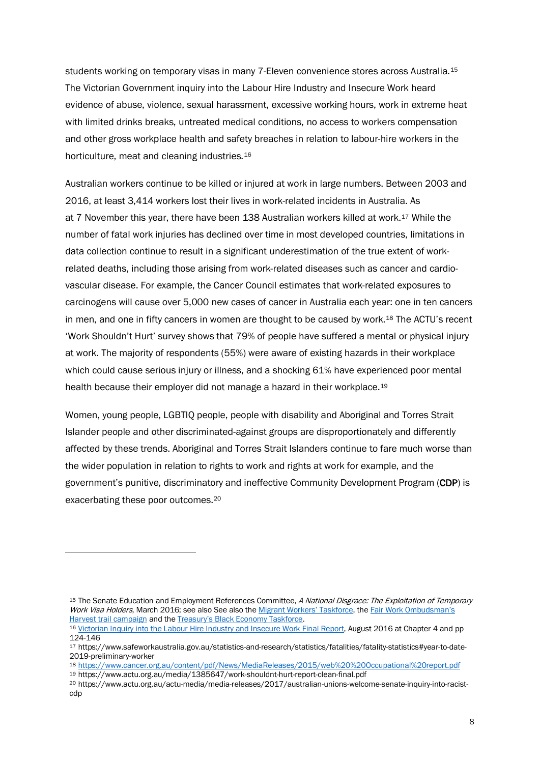students working on temporary visas in many 7-Eleven convenience stores across Australia.[15] The Victorian Government inquiry into the Labour Hire Industry and Insecure Work heard evidence of abuse, violence, sexual harassment, excessive working hours, work in extreme heat with limited drinks breaks, untreated medical conditions, no access to workers compensation and other gross workplace health and safety breaches in relation to labour-hire workers in the horticulture, meat and cleaning industries.[16]

Australian workers continue to be killed or injured at work in large numbers. Between 2003 and 2016, at least 3,414 workers lost their lives in work-related incidents in Australia. As at 7 November this year, there have been 138 Australian workers killed at work.[17] While the number of fatal work injuries has declined over time in most developed countries, limitations in data collection continue to result in a significant underestimation of the true extent of work-related deaths, including those arising from work-related diseases such as cancer and cardio-vascular disease. For example, the Cancer Council estimates that work-related exposures to carcinogens will cause over 5,000 new cases of cancer in Australia each year: one in ten cancers in men, and one in fifty cancers in women are thought to be caused by work.[18] The ACTU's recent 'Work Shouldn't Hurt' survey shows that 79% of people have suffered a mental or physical injury at work. The majority of respondents (55%) were aware of existing hazards in their workplace which could cause serious injury or illness, and a shocking 61% have experienced poor mental health because their employer did not manage a hazard in their workplace.[19]

Women, young people, LGBTIQ people, people with disability and Aboriginal and Torres Strait Islander people and other discriminated-against groups are disproportionately and differently affected by these trends. Aboriginal and Torres Strait Islanders continue to fare much worse than the wider population in relation to rights to work and rights at work for example, and the government's punitive, discriminatory and ineffective Community Development Program (**CDP**) is exacerbating these poor outcomes.[20]

---

[15] The Senate Education and Employment References Committee, *A National Disgrace: The Exploitation of Temporary Work Visa Holders*, March 2016; see also See also the Migrant Workers' Taskforce, the Fair Work Ombudsman's Harvest trail campaign and the Treasury's Black Economy Taskforce.

[16] Victorian Inquiry into the Labour Hire Industry and Insecure Work Final Report, August 2016 at Chapter 4 and pp 124-146

[17] https://www.safeworkaustralia.gov.au/statistics-and-research/statistics/fatalities/fatality-statistics#year-to-date-2019-preliminary-worker

[18] https://www.cancer.org.au/content/pdf/News/MediaReleases/2015/web%20%20Occupational%20report.pdf

[19] https://www.actu.org.au/media/1385647/work-shouldnt-hurt-report-clean-final.pdf

[20] https://www.actu.org.au/actu-media/media-releases/2017/australian-unions-welcome-senate-inquiry-into-racist-cdp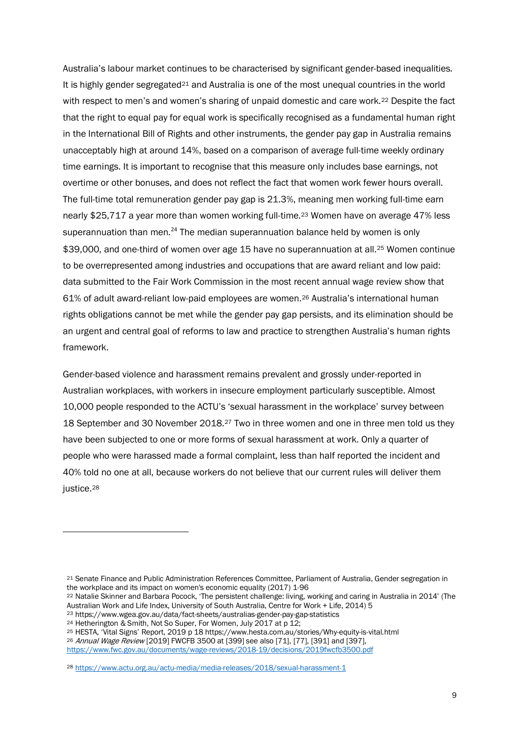Australia's labour market continues to be characterised by significant gender-based inequalities. It is highly gender segregated[21] and Australia is one of the most unequal countries in the world with respect to men's and women's sharing of unpaid domestic and care work.[22] Despite the fact that the right to equal pay for equal work is specifically recognised as a fundamental human right in the International Bill of Rights and other instruments, the gender pay gap in Australia remains unacceptably high at around 14%, based on a comparison of average full-time weekly ordinary time earnings. It is important to recognise that this measure only includes base earnings, not overtime or other bonuses, and does not reflect the fact that women work fewer hours overall. The full-time total remuneration gender pay gap is 21.3%, meaning men working full-time earn nearly $25,717 a year more than women working full-time.[23] Women have on average 47% less superannuation than men.[24] The median superannuation balance held by women is only $39,000, and one-third of women over age 15 have no superannuation at all.[25] Women continue to be overrepresented among industries and occupations that are award reliant and low paid: data submitted to the Fair Work Commission in the most recent annual wage review show that 61% of adult award-reliant low-paid employees are women.[26] Australia's international human rights obligations cannot be met while the gender pay gap persists, and its elimination should be an urgent and central goal of reforms to law and practice to strengthen Australia's human rights framework.

Gender-based violence and harassment remains prevalent and grossly under-reported in Australian workplaces, with workers in insecure employment particularly susceptible. Almost 10,000 people responded to the ACTU's 'sexual harassment in the workplace' survey between 18 September and 30 November 2018.[27] Two in three women and one in three men told us they have been subjected to one or more forms of sexual harassment at work. Only a quarter of people who were harassed made a formal complaint, less than half reported the incident and 40% told no one at all, because workers do not believe that our current rules will deliver them justice.[28]

---

[21] Senate Finance and Public Administration References Committee, Parliament of Australia, Gender segregation in the workplace and its impact on women's economic equality (2017) 1-96

[22] Natalie Skinner and Barbara Pocock, 'The persistent challenge: living, working and caring in Australia in 2014' (The Australian Work and Life Index, University of South Australia, Centre for Work + Life, 2014) 5

[23] https://www.wgea.gov.au/data/fact-sheets/australias-gender-pay-gap-statistics

[24] Hetherington & Smith, Not So Super, For Women, July 2017 at p 12;

[25] HESTA, 'Vital Signs' Report, 2019 p 18 https://www.hesta.com.au/stories/Why-equity-is-vital.html

[26] *Annual Wage Review* [2019] FWCFB 3500 at [399] see also [71], [77], [391] and [397], https://www.fwc.gov.au/documents/wage-reviews/2018-19/decisions/2019fwcfb3500.pdf

[28] https://www.actu.org.au/actu-media/media-releases/2018/sexual-harassment-1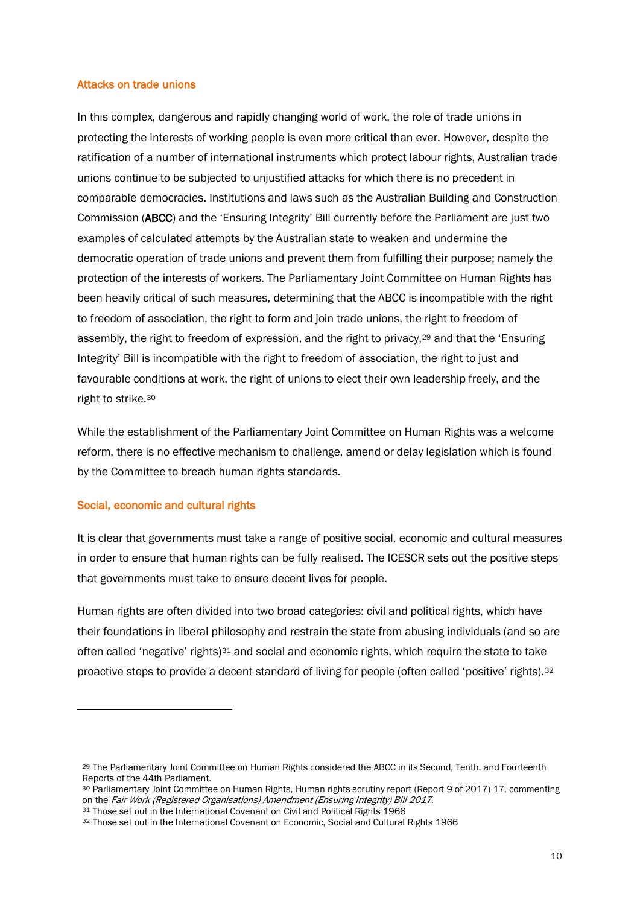## Attacks on trade unions

In this complex, dangerous and rapidly changing world of work, the role of trade unions in protecting the interests of working people is even more critical than ever. However, despite the ratification of a number of international instruments which protect labour rights, Australian trade unions continue to be subjected to unjustified attacks for which there is no precedent in comparable democracies. Institutions and laws such as the Australian Building and Construction Commission (**ABCC**) and the 'Ensuring Integrity' Bill currently before the Parliament are just two examples of calculated attempts by the Australian state to weaken and undermine the democratic operation of trade unions and prevent them from fulfilling their purpose; namely the protection of the interests of workers. The Parliamentary Joint Committee on Human Rights has been heavily critical of such measures, determining that the ABCC is incompatible with the right to freedom of association, the right to form and join trade unions, the right to freedom of assembly, the right to freedom of expression, and the right to privacy,[29] and that the 'Ensuring Integrity' Bill is incompatible with the right to freedom of association, the right to just and favourable conditions at work, the right of unions to elect their own leadership freely, and the right to strike.[30]

While the establishment of the Parliamentary Joint Committee on Human Rights was a welcome reform, there is no effective mechanism to challenge, amend or delay legislation which is found by the Committee to breach human rights standards.

## Social, economic and cultural rights

It is clear that governments must take a range of positive social, economic and cultural measures in order to ensure that human rights can be fully realised. The ICESCR sets out the positive steps that governments must take to ensure decent lives for people.

Human rights are often divided into two broad categories: civil and political rights, which have their foundations in liberal philosophy and restrain the state from abusing individuals (and so are often called 'negative' rights)[31] and social and economic rights, which require the state to take proactive steps to provide a decent standard of living for people (often called 'positive' rights).[32]

---

[29] The Parliamentary Joint Committee on Human Rights considered the ABCC in its Second, Tenth, and Fourteenth Reports of the 44th Parliament.

[30] Parliamentary Joint Committee on Human Rights, Human rights scrutiny report (Report 9 of 2017) 17, commenting on the *Fair Work (Registered Organisations) Amendment (Ensuring Integrity) Bill 2017*.

[31] Those set out in the International Covenant on Civil and Political Rights 1966

[32] Those set out in the International Covenant on Economic, Social and Cultural Rights 1966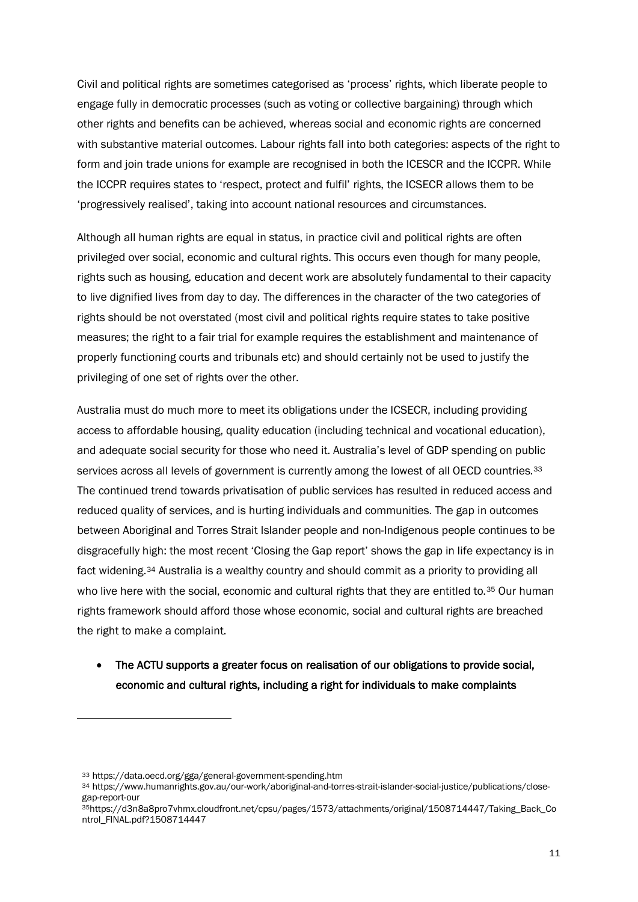Civil and political rights are sometimes categorised as 'process' rights, which liberate people to engage fully in democratic processes (such as voting or collective bargaining) through which other rights and benefits can be achieved, whereas social and economic rights are concerned with substantive material outcomes. Labour rights fall into both categories: aspects of the right to form and join trade unions for example are recognised in both the ICESCR and the ICCPR. While the ICCPR requires states to 'respect, protect and fulfil' rights, the ICSECR allows them to be 'progressively realised', taking into account national resources and circumstances.

Although all human rights are equal in status, in practice civil and political rights are often privileged over social, economic and cultural rights. This occurs even though for many people, rights such as housing, education and decent work are absolutely fundamental to their capacity to live dignified lives from day to day. The differences in the character of the two categories of rights should be not overstated (most civil and political rights require states to take positive measures; the right to a fair trial for example requires the establishment and maintenance of properly functioning courts and tribunals etc) and should certainly not be used to justify the privileging of one set of rights over the other.

Australia must do much more to meet its obligations under the ICSECR, including providing access to affordable housing, quality education (including technical and vocational education), and adequate social security for those who need it. Australia's level of GDP spending on public services across all levels of government is currently among the lowest of all OECD countries.[33] The continued trend towards privatisation of public services has resulted in reduced access and reduced quality of services, and is hurting individuals and communities. The gap in outcomes between Aboriginal and Torres Strait Islander people and non-Indigenous people continues to be disgracefully high: the most recent 'Closing the Gap report' shows the gap in life expectancy is in fact widening.[34] Australia is a wealthy country and should commit as a priority to providing all who live here with the social, economic and cultural rights that they are entitled to.[35] Our human rights framework should afford those whose economic, social and cultural rights are breached the right to make a complaint.

- **The ACTU supports a greater focus on realisation of our obligations to provide social, economic and cultural rights, including a right for individuals to make complaints**

---

[33] https://data.oecd.org/gga/general-government-spending.htm

[34] https://www.humanrights.gov.au/our-work/aboriginal-and-torres-strait-islander-social-justice/publications/close-gap-report-our

[35] https://d3n8a8pro7vhmx.cloudfront.net/cpsu/pages/1573/attachments/original/1508714447/Taking_Back_Control_FINAL.pdf?1508714447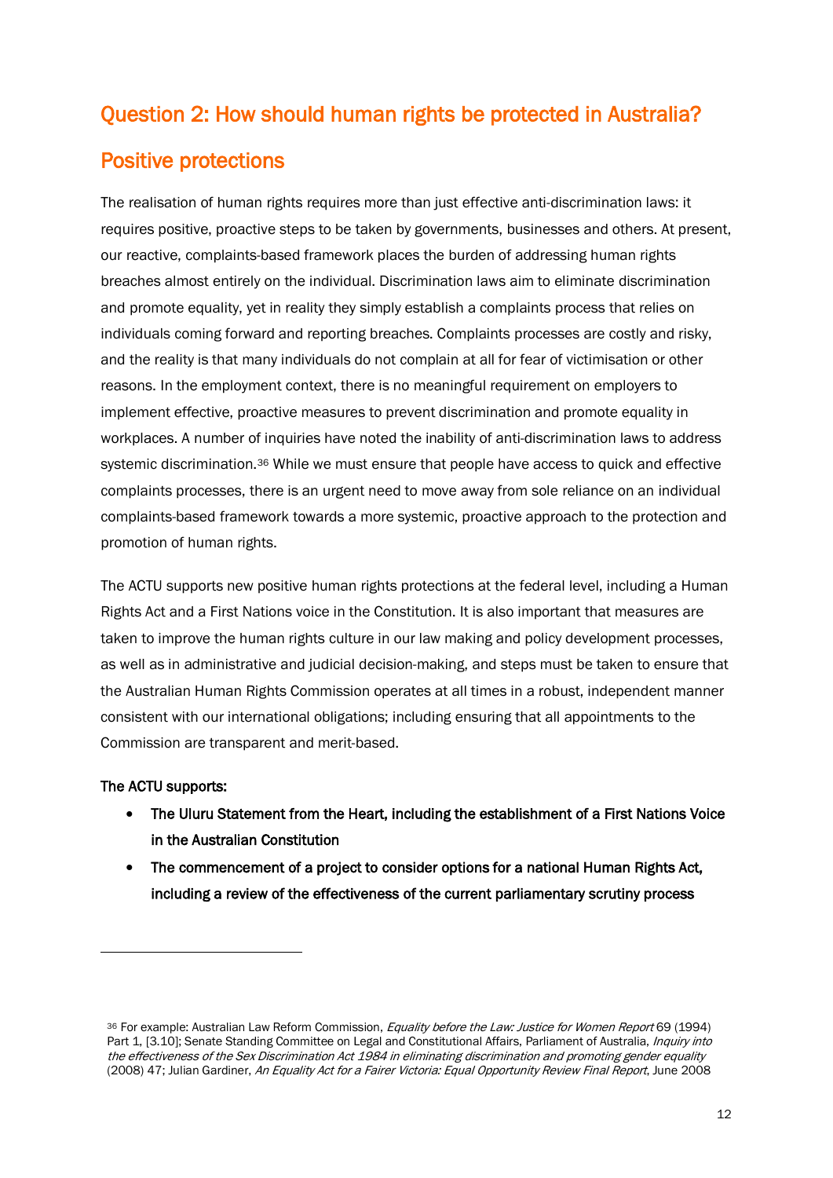## Question 2: How should human rights be protected in Australia?

## Positive protections

The realisation of human rights requires more than just effective anti-discrimination laws: it requires positive, proactive steps to be taken by governments, businesses and others. At present, our reactive, complaints-based framework places the burden of addressing human rights breaches almost entirely on the individual. Discrimination laws aim to eliminate discrimination and promote equality, yet in reality they simply establish a complaints process that relies on individuals coming forward and reporting breaches. Complaints processes are costly and risky, and the reality is that many individuals do not complain at all for fear of victimisation or other reasons. In the employment context, there is no meaningful requirement on employers to implement effective, proactive measures to prevent discrimination and promote equality in workplaces. A number of inquiries have noted the inability of anti-discrimination laws to address systemic discrimination.[36] While we must ensure that people have access to quick and effective complaints processes, there is an urgent need to move away from sole reliance on an individual complaints-based framework towards a more systemic, proactive approach to the protection and promotion of human rights.

The ACTU supports new positive human rights protections at the federal level, including a Human Rights Act and a First Nations voice in the Constitution. It is also important that measures are taken to improve the human rights culture in our law making and policy development processes, as well as in administrative and judicial decision-making, and steps must be taken to ensure that the Australian Human Rights Commission operates at all times in a robust, independent manner consistent with our international obligations; including ensuring that all appointments to the Commission are transparent and merit-based.

**The ACTU supports:**

- **The Uluru Statement from the Heart, including the establishment of a First Nations Voice in the Australian Constitution**
- **The commencement of a project to consider options for a national Human Rights Act, including a review of the effectiveness of the current parliamentary scrutiny process**

---

[36] For example: Australian Law Reform Commission, *Equality before the Law: Justice for Women Report* 69 (1994) Part 1, [3.10]; Senate Standing Committee on Legal and Constitutional Affairs, Parliament of Australia, *Inquiry into the effectiveness of the Sex Discrimination Act 1984 in eliminating discrimination and promoting gender equality* (2008) 47; Julian Gardiner, *An Equality Act for a Fairer Victoria: Equal Opportunity Review Final Report*, June 2008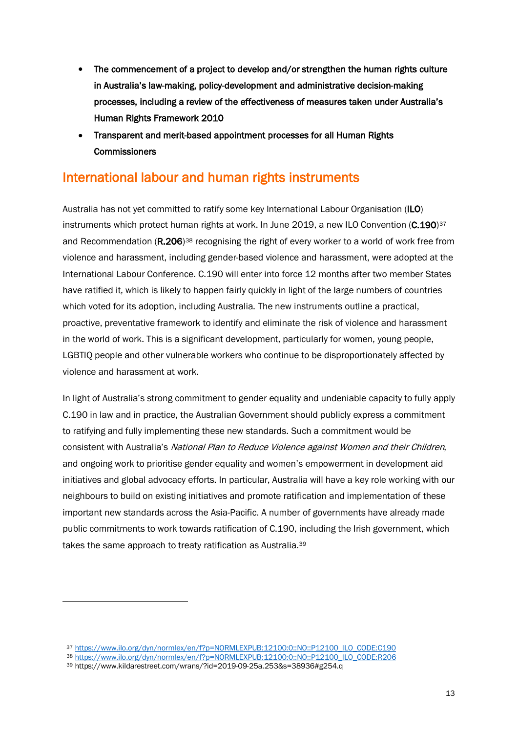- **The commencement of a project to develop and/or strengthen the human rights culture in Australia's law-making, policy-development and administrative decision-making processes, including a review of the effectiveness of measures taken under Australia's Human Rights Framework 2010**
- **Transparent and merit-based appointment processes for all Human Rights Commissioners**

## International labour and human rights instruments

Australia has not yet committed to ratify some key International Labour Organisation (**ILO**) instruments which protect human rights at work. In June 2019, a new ILO Convention (**C.190**)[37] and Recommendation (**R.206**)[38] recognising the right of every worker to a world of work free from violence and harassment, including gender-based violence and harassment, were adopted at the International Labour Conference. C.190 will enter into force 12 months after two member States have ratified it, which is likely to happen fairly quickly in light of the large numbers of countries which voted for its adoption, including Australia. The new instruments outline a practical, proactive, preventative framework to identify and eliminate the risk of violence and harassment in the world of work. This is a significant development, particularly for women, young people, LGBTIQ people and other vulnerable workers who continue to be disproportionately affected by violence and harassment at work.

In light of Australia's strong commitment to gender equality and undeniable capacity to fully apply C.190 in law and in practice, the Australian Government should publicly express a commitment to ratifying and fully implementing these new standards. Such a commitment would be consistent with Australia's *National Plan to Reduce Violence against Women and their Children*, and ongoing work to prioritise gender equality and women's empowerment in development aid initiatives and global advocacy efforts. In particular, Australia will have a key role working with our neighbours to build on existing initiatives and promote ratification and implementation of these important new standards across the Asia-Pacific. A number of governments have already made public commitments to work towards ratification of C.190, including the Irish government, which takes the same approach to treaty ratification as Australia.[39]

---

[37] https://www.ilo.org/dyn/normlex/en/f?p=NORMLEXPUB:12100:0::NO::P12100_ILO_CODE:C190

[38] https://www.ilo.org/dyn/normlex/en/f?p=NORMLEXPUB:12100:0::NO::P12100_ILO_CODE:R206

[39] https://www.kildarestreet.com/wrans/?id=2019-09-25a.253&s=38936#g254.q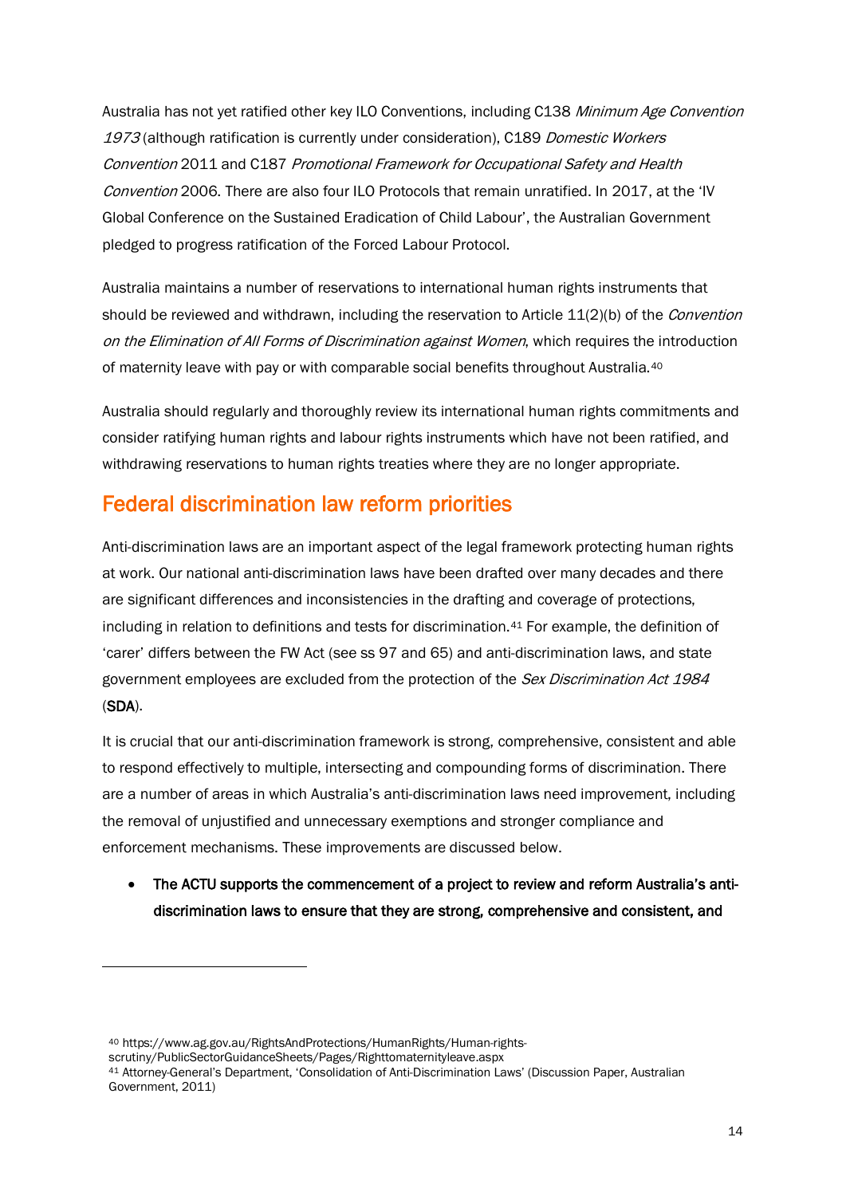Australia has not yet ratified other key ILO Conventions, including C138 *Minimum Age Convention 1973* (although ratification is currently under consideration), C189 *Domestic Workers Convention* 2011 and C187 *Promotional Framework for Occupational Safety and Health Convention* 2006. There are also four ILO Protocols that remain unratified. In 2017, at the 'IV Global Conference on the Sustained Eradication of Child Labour', the Australian Government pledged to progress ratification of the Forced Labour Protocol.

Australia maintains a number of reservations to international human rights instruments that should be reviewed and withdrawn, including the reservation to Article 11(2)(b) of the *Convention on the Elimination of All Forms of Discrimination against Women*, which requires the introduction of maternity leave with pay or with comparable social benefits throughout Australia.[40]

Australia should regularly and thoroughly review its international human rights commitments and consider ratifying human rights and labour rights instruments which have not been ratified, and withdrawing reservations to human rights treaties where they are no longer appropriate.

## Federal discrimination law reform priorities

Anti-discrimination laws are an important aspect of the legal framework protecting human rights at work. Our national anti-discrimination laws have been drafted over many decades and there are significant differences and inconsistencies in the drafting and coverage of protections, including in relation to definitions and tests for discrimination.[41] For example, the definition of 'carer' differs between the FW Act (see ss 97 and 65) and anti-discrimination laws, and state government employees are excluded from the protection of the *Sex Discrimination Act 1984* (**SDA**).

It is crucial that our anti-discrimination framework is strong, comprehensive, consistent and able to respond effectively to multiple, intersecting and compounding forms of discrimination. There are a number of areas in which Australia's anti-discrimination laws need improvement, including the removal of unjustified and unnecessary exemptions and stronger compliance and enforcement mechanisms. These improvements are discussed below.

- **The ACTU supports the commencement of a project to review and reform Australia's anti-discrimination laws to ensure that they are strong, comprehensive and consistent, and**

[40] https://www.ag.gov.au/RightsAndProtections/HumanRights/Human-rights-scrutiny/PublicSectorGuidanceSheets/Pages/Righttomaternityleave.aspx

[41] Attorney-General's Department, 'Consolidation of Anti-Discrimination Laws' (Discussion Paper, Australian Government, 2011)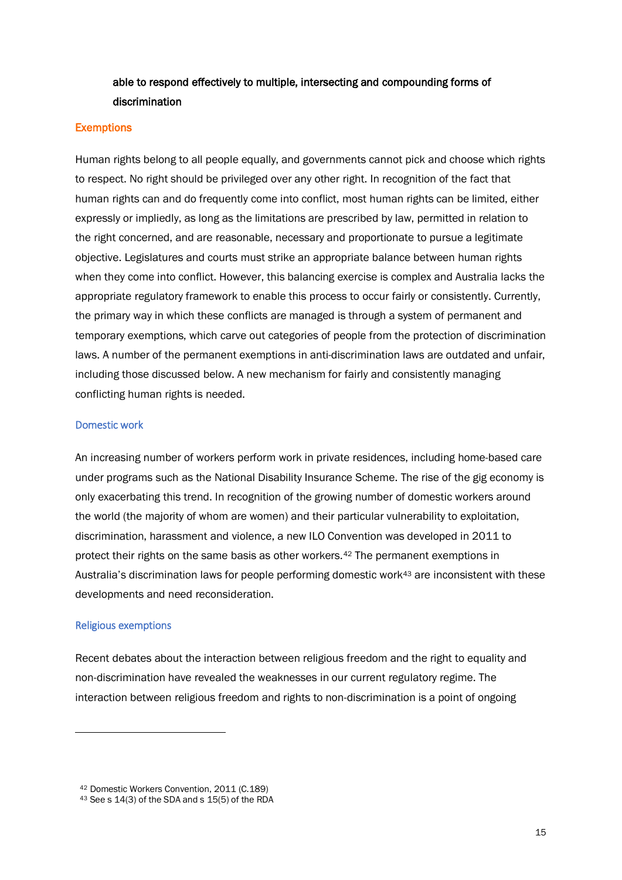**able to respond effectively to multiple, intersecting and compounding forms of discrimination**

## Exemptions

Human rights belong to all people equally, and governments cannot pick and choose which rights to respect. No right should be privileged over any other right. In recognition of the fact that human rights can and do frequently come into conflict, most human rights can be limited, either expressly or impliedly, as long as the limitations are prescribed by law, permitted in relation to the right concerned, and are reasonable, necessary and proportionate to pursue a legitimate objective. Legislatures and courts must strike an appropriate balance between human rights when they come into conflict. However, this balancing exercise is complex and Australia lacks the appropriate regulatory framework to enable this process to occur fairly or consistently. Currently, the primary way in which these conflicts are managed is through a system of permanent and temporary exemptions, which carve out categories of people from the protection of discrimination laws. A number of the permanent exemptions in anti-discrimination laws are outdated and unfair, including those discussed below. A new mechanism for fairly and consistently managing conflicting human rights is needed.

### Domestic work

An increasing number of workers perform work in private residences, including home-based care under programs such as the National Disability Insurance Scheme. The rise of the gig economy is only exacerbating this trend. In recognition of the growing number of domestic workers around the world (the majority of whom are women) and their particular vulnerability to exploitation, discrimination, harassment and violence, a new ILO Convention was developed in 2011 to protect their rights on the same basis as other workers.[42] The permanent exemptions in Australia's discrimination laws for people performing domestic work[43] are inconsistent with these developments and need reconsideration.

### Religious exemptions

Recent debates about the interaction between religious freedom and the right to equality and non-discrimination have revealed the weaknesses in our current regulatory regime. The interaction between religious freedom and rights to non-discrimination is a point of ongoing

---

[42] Domestic Workers Convention, 2011 (C.189)
[43] See s 14(3) of the SDA and s 15(5) of the RDA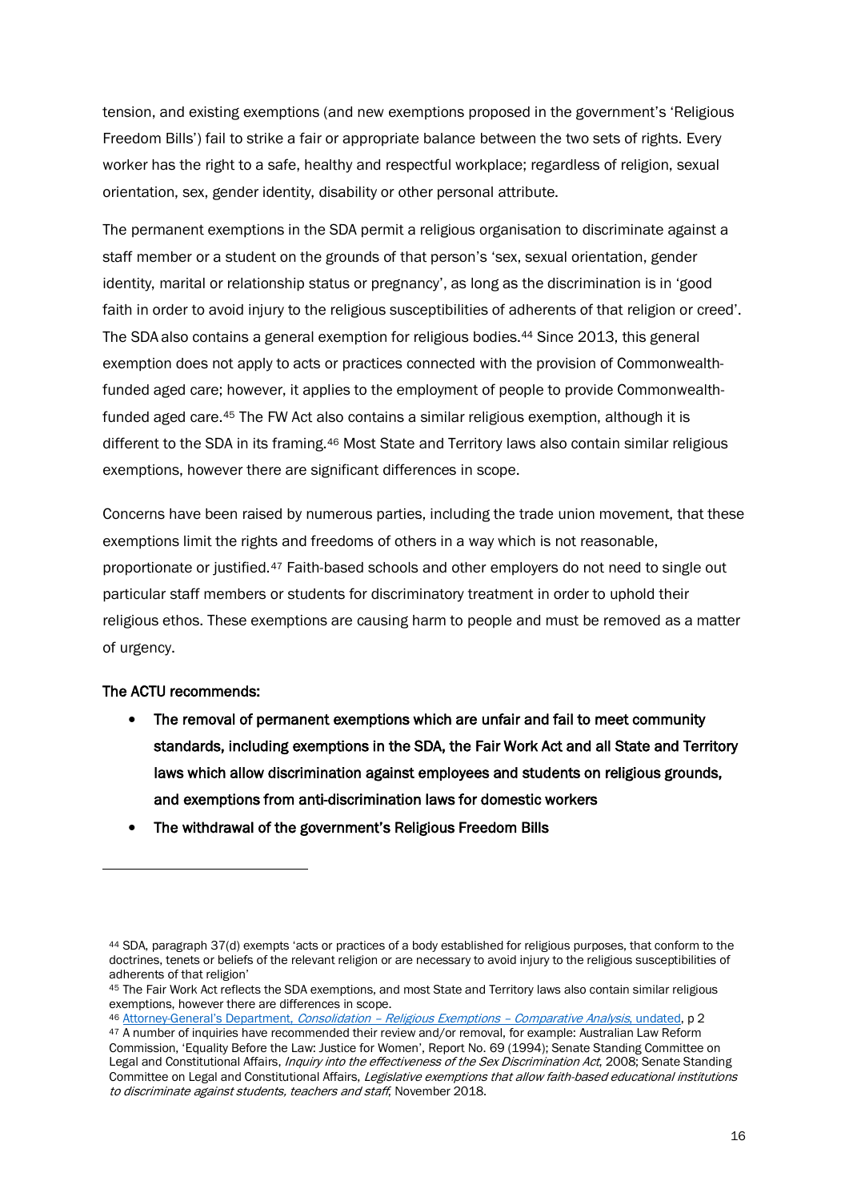tension, and existing exemptions (and new exemptions proposed in the government's 'Religious Freedom Bills') fail to strike a fair or appropriate balance between the two sets of rights. Every worker has the right to a safe, healthy and respectful workplace; regardless of religion, sexual orientation, sex, gender identity, disability or other personal attribute.

The permanent exemptions in the SDA permit a religious organisation to discriminate against a staff member or a student on the grounds of that person's 'sex, sexual orientation, gender identity, marital or relationship status or pregnancy', as long as the discrimination is in 'good faith in order to avoid injury to the religious susceptibilities of adherents of that religion or creed'. The SDA also contains a general exemption for religious bodies.[44] Since 2013, this general exemption does not apply to acts or practices connected with the provision of Commonwealth-funded aged care; however, it applies to the employment of people to provide Commonwealth-funded aged care.[45] The FW Act also contains a similar religious exemption, although it is different to the SDA in its framing.[46] Most State and Territory laws also contain similar religious exemptions, however there are significant differences in scope.

Concerns have been raised by numerous parties, including the trade union movement, that these exemptions limit the rights and freedoms of others in a way which is not reasonable, proportionate or justified.[47] Faith-based schools and other employers do not need to single out particular staff members or students for discriminatory treatment in order to uphold their religious ethos. These exemptions are causing harm to people and must be removed as a matter of urgency.

**The ACTU recommends:**

- **The removal of permanent exemptions which are unfair and fail to meet community standards, including exemptions in the SDA, the Fair Work Act and all State and Territory laws which allow discrimination against employees and students on religious grounds, and exemptions from anti-discrimination laws for domestic workers**
- **The withdrawal of the government's Religious Freedom Bills**

---

[44] SDA, paragraph 37(d) exempts 'acts or practices of a body established for religious purposes, that conform to the doctrines, tenets or beliefs of the relevant religion or are necessary to avoid injury to the religious susceptibilities of adherents of that religion'

[45] The Fair Work Act reflects the SDA exemptions, and most State and Territory laws also contain similar religious exemptions, however there are differences in scope.

[46] Attorney-General's Department, *Consolidation – Religious Exemptions – Comparative Analysis*, undated, p 2

[47] A number of inquiries have recommended their review and/or removal, for example: Australian Law Reform Commission, 'Equality Before the Law: Justice for Women', Report No. 69 (1994); Senate Standing Committee on Legal and Constitutional Affairs, *Inquiry into the effectiveness of the Sex Discrimination Act*, 2008; Senate Standing Committee on Legal and Constitutional Affairs, *Legislative exemptions that allow faith-based educational institutions to discriminate against students, teachers and staff*, November 2018.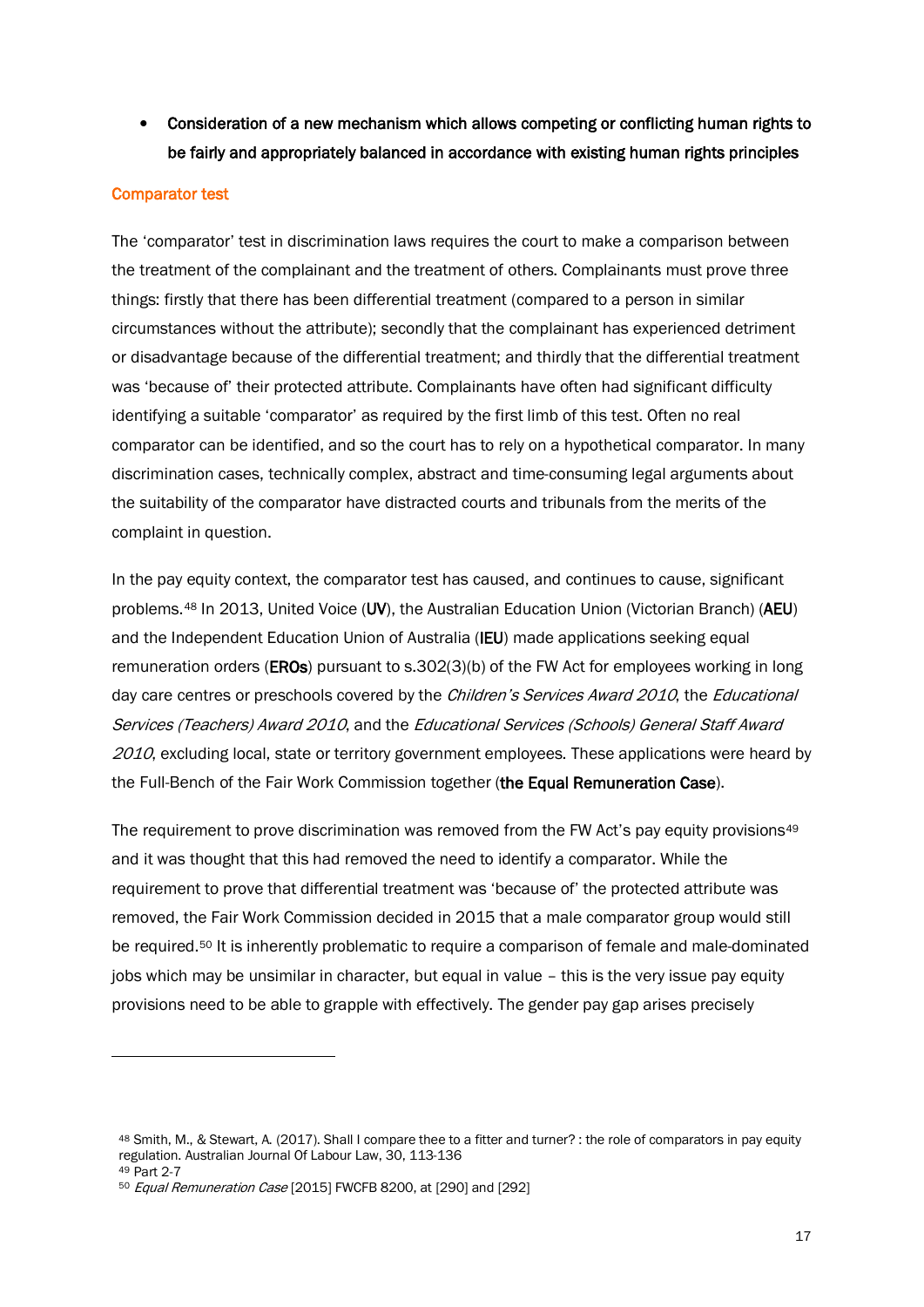- **Consideration of a new mechanism which allows competing or conflicting human rights to be fairly and appropriately balanced in accordance with existing human rights principles**

## Comparator test

The 'comparator' test in discrimination laws requires the court to make a comparison between the treatment of the complainant and the treatment of others. Complainants must prove three things: firstly that there has been differential treatment (compared to a person in similar circumstances without the attribute); secondly that the complainant has experienced detriment or disadvantage because of the differential treatment; and thirdly that the differential treatment was 'because of' their protected attribute. Complainants have often had significant difficulty identifying a suitable 'comparator' as required by the first limb of this test. Often no real comparator can be identified, and so the court has to rely on a hypothetical comparator. In many discrimination cases, technically complex, abstract and time-consuming legal arguments about the suitability of the comparator have distracted courts and tribunals from the merits of the complaint in question.

In the pay equity context, the comparator test has caused, and continues to cause, significant problems.[48] In 2013, United Voice (**UV**), the Australian Education Union (Victorian Branch) (**AEU**) and the Independent Education Union of Australia (**IEU**) made applications seeking equal remuneration orders (**EROs**) pursuant to s.302(3)(b) of the FW Act for employees working in long day care centres or preschools covered by the *Children's Services Award 2010*, the *Educational Services (Teachers) Award 2010*, and the *Educational Services (Schools) General Staff Award 2010*, excluding local, state or territory government employees. These applications were heard by the Full-Bench of the Fair Work Commission together (**the Equal Remuneration Case**).

The requirement to prove discrimination was removed from the FW Act's pay equity provisions[49] and it was thought that this had removed the need to identify a comparator. While the requirement to prove that differential treatment was 'because of' the protected attribute was removed, the Fair Work Commission decided in 2015 that a male comparator group would still be required.[50] It is inherently problematic to require a comparison of female and male-dominated jobs which may be unsimilar in character, but equal in value – this is the very issue pay equity provisions need to be able to grapple with effectively. The gender pay gap arises precisely

---

[48] Smith, M., & Stewart, A. (2017). Shall I compare thee to a fitter and turner? : the role of comparators in pay equity regulation. Australian Journal Of Labour Law, 30, 113-136

[49] Part 2-7

[50] *Equal Remuneration Case* [2015] FWCFB 8200, at [290] and [292]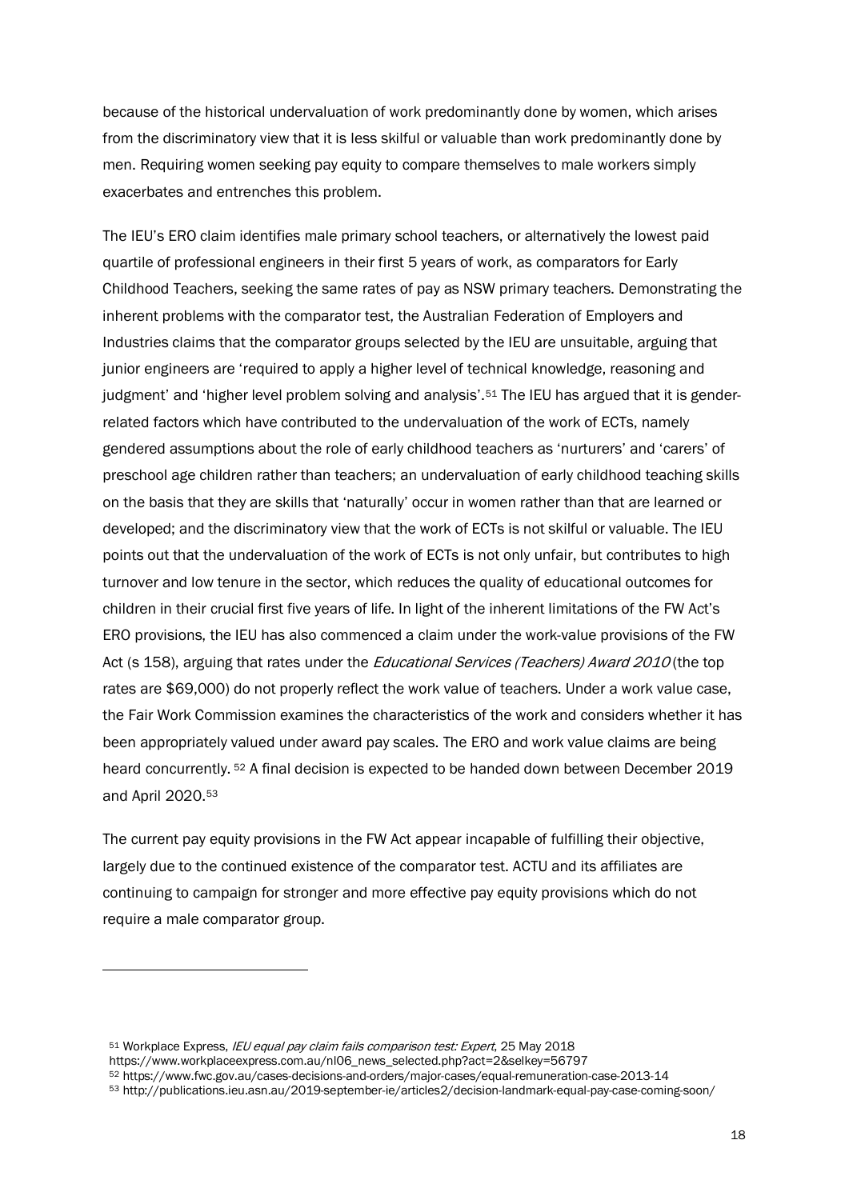because of the historical undervaluation of work predominantly done by women, which arises from the discriminatory view that it is less skilful or valuable than work predominantly done by men. Requiring women seeking pay equity to compare themselves to male workers simply exacerbates and entrenches this problem.

The IEU's ERO claim identifies male primary school teachers, or alternatively the lowest paid quartile of professional engineers in their first 5 years of work, as comparators for Early Childhood Teachers, seeking the same rates of pay as NSW primary teachers. Demonstrating the inherent problems with the comparator test, the Australian Federation of Employers and Industries claims that the comparator groups selected by the IEU are unsuitable, arguing that junior engineers are 'required to apply a higher level of technical knowledge, reasoning and judgment' and 'higher level problem solving and analysis'.[51] The IEU has argued that it is gender-related factors which have contributed to the undervaluation of the work of ECTs, namely gendered assumptions about the role of early childhood teachers as 'nurturers' and 'carers' of preschool age children rather than teachers; an undervaluation of early childhood teaching skills on the basis that they are skills that 'naturally' occur in women rather than that are learned or developed; and the discriminatory view that the work of ECTs is not skilful or valuable. The IEU points out that the undervaluation of the work of ECTs is not only unfair, but contributes to high turnover and low tenure in the sector, which reduces the quality of educational outcomes for children in their crucial first five years of life. In light of the inherent limitations of the FW Act's ERO provisions, the IEU has also commenced a claim under the work-value provisions of the FW Act (s 158), arguing that rates under the *Educational Services (Teachers) Award 2010* (the top rates are $69,000) do not properly reflect the work value of teachers. Under a work value case, the Fair Work Commission examines the characteristics of the work and considers whether it has been appropriately valued under award pay scales. The ERO and work value claims are being heard concurrently. [52] A final decision is expected to be handed down between December 2019 and April 2020.[53]

The current pay equity provisions in the FW Act appear incapable of fulfilling their objective, largely due to the continued existence of the comparator test. ACTU and its affiliates are continuing to campaign for stronger and more effective pay equity provisions which do not require a male comparator group.

---

[51] Workplace Express, *IEU equal pay claim fails comparison test: Expert*, 25 May 2018 https://www.workplaceexpress.com.au/nl06_news_selected.php?act=2&selkey=56797

[52] https://www.fwc.gov.au/cases-decisions-and-orders/major-cases/equal-remuneration-case-2013-14

[53] http://publications.ieu.asn.au/2019-september-ie/articles2/decision-landmark-equal-pay-case-coming-soon/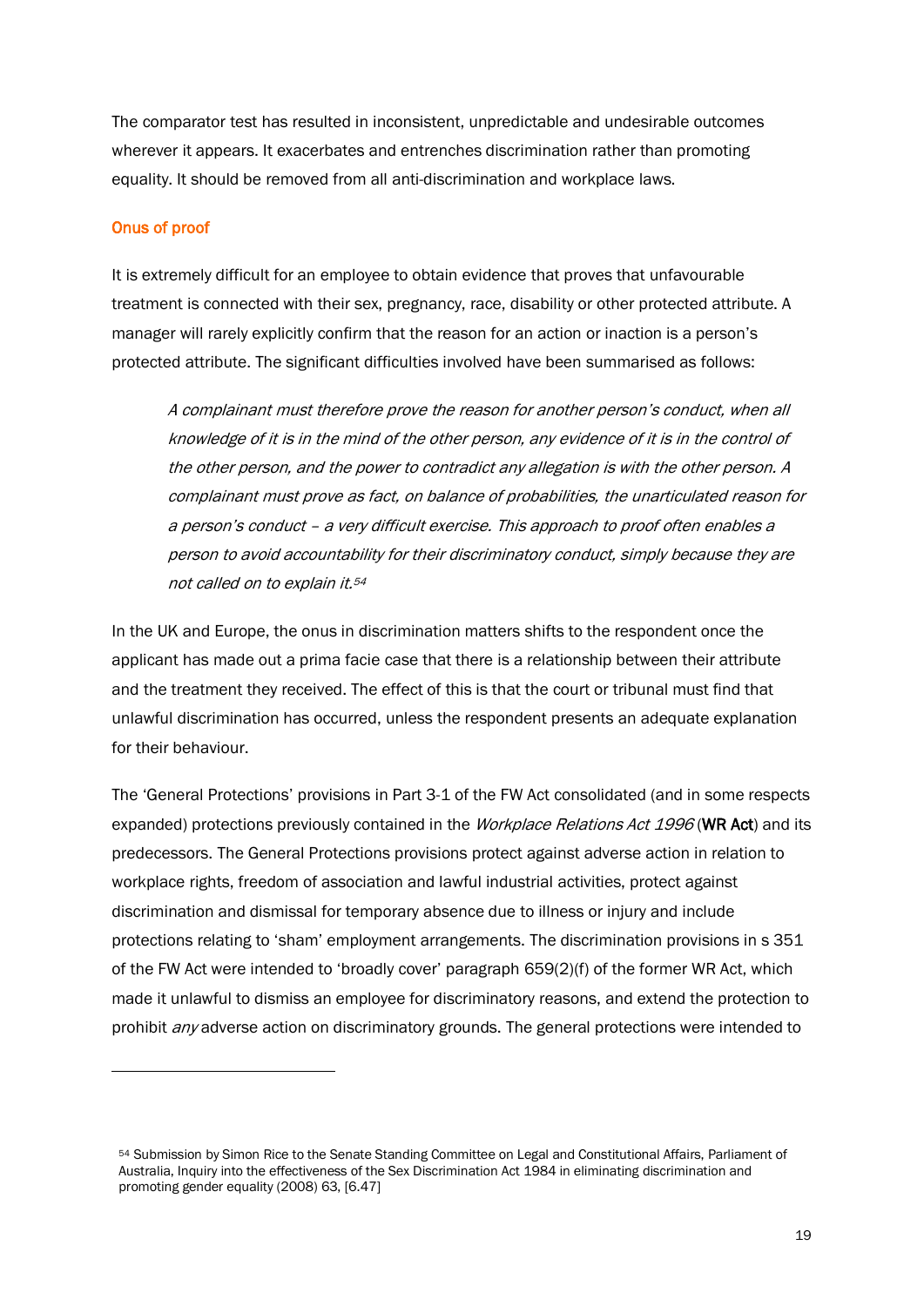The comparator test has resulted in inconsistent, unpredictable and undesirable outcomes wherever it appears. It exacerbates and entrenches discrimination rather than promoting equality. It should be removed from all anti-discrimination and workplace laws.

### Onus of proof

It is extremely difficult for an employee to obtain evidence that proves that unfavourable treatment is connected with their sex, pregnancy, race, disability or other protected attribute. A manager will rarely explicitly confirm that the reason for an action or inaction is a person's protected attribute. The significant difficulties involved have been summarised as follows:

> *A complainant must therefore prove the reason for another person's conduct, when all knowledge of it is in the mind of the other person, any evidence of it is in the control of the other person, and the power to contradict any allegation is with the other person. A complainant must prove as fact, on balance of probabilities, the unarticulated reason for a person's conduct – a very difficult exercise. This approach to proof often enables a person to avoid accountability for their discriminatory conduct, simply because they are not called on to explain it.*[54]

In the UK and Europe, the onus in discrimination matters shifts to the respondent once the applicant has made out a prima facie case that there is a relationship between their attribute and the treatment they received. The effect of this is that the court or tribunal must find that unlawful discrimination has occurred, unless the respondent presents an adequate explanation for their behaviour.

The 'General Protections' provisions in Part 3-1 of the FW Act consolidated (and in some respects expanded) protections previously contained in the *Workplace Relations Act 1996* (**WR Act**) and its predecessors. The General Protections provisions protect against adverse action in relation to workplace rights, freedom of association and lawful industrial activities, protect against discrimination and dismissal for temporary absence due to illness or injury and include protections relating to 'sham' employment arrangements. The discrimination provisions in s 351 of the FW Act were intended to 'broadly cover' paragraph 659(2)(f) of the former WR Act, which made it unlawful to dismiss an employee for discriminatory reasons, and extend the protection to prohibit *any* adverse action on discriminatory grounds. The general protections were intended to

---

[54] Submission by Simon Rice to the Senate Standing Committee on Legal and Constitutional Affairs, Parliament of Australia, Inquiry into the effectiveness of the Sex Discrimination Act 1984 in eliminating discrimination and promoting gender equality (2008) 63, [6.47]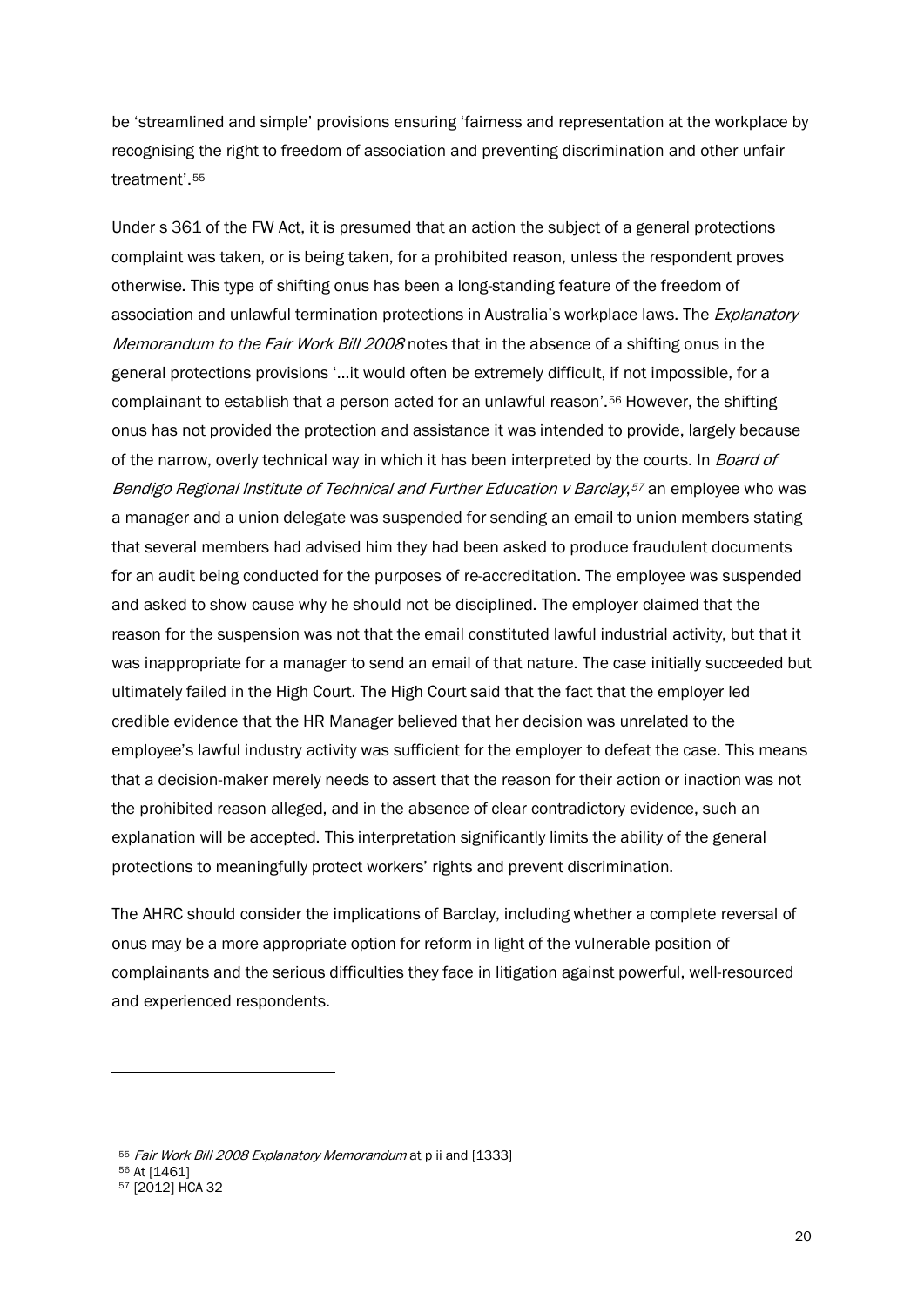be 'streamlined and simple' provisions ensuring 'fairness and representation at the workplace by recognising the right to freedom of association and preventing discrimination and other unfair treatment'.[55]

Under s 361 of the FW Act, it is presumed that an action the subject of a general protections complaint was taken, or is being taken, for a prohibited reason, unless the respondent proves otherwise. This type of shifting onus has been a long-standing feature of the freedom of association and unlawful termination protections in Australia's workplace laws. The *Explanatory Memorandum to the Fair Work Bill 2008* notes that in the absence of a shifting onus in the general protections provisions '…it would often be extremely difficult, if not impossible, for a complainant to establish that a person acted for an unlawful reason'.[56] However, the shifting onus has not provided the protection and assistance it was intended to provide, largely because of the narrow, overly technical way in which it has been interpreted by the courts. In *Board of Bendigo Regional Institute of Technical and Further Education v Barclay*,[57] an employee who was a manager and a union delegate was suspended for sending an email to union members stating that several members had advised him they had been asked to produce fraudulent documents for an audit being conducted for the purposes of re-accreditation. The employee was suspended and asked to show cause why he should not be disciplined. The employer claimed that the reason for the suspension was not that the email constituted lawful industrial activity, but that it was inappropriate for a manager to send an email of that nature. The case initially succeeded but ultimately failed in the High Court. The High Court said that the fact that the employer led credible evidence that the HR Manager believed that her decision was unrelated to the employee's lawful industry activity was sufficient for the employer to defeat the case. This means that a decision-maker merely needs to assert that the reason for their action or inaction was not the prohibited reason alleged, and in the absence of clear contradictory evidence, such an explanation will be accepted. This interpretation significantly limits the ability of the general protections to meaningfully protect workers' rights and prevent discrimination.

The AHRC should consider the implications of Barclay, including whether a complete reversal of onus may be a more appropriate option for reform in light of the vulnerable position of complainants and the serious difficulties they face in litigation against powerful, well-resourced and experienced respondents.

---

[55] *Fair Work Bill 2008 Explanatory Memorandum* at p ii and [1333]

[56] At [1461]

[57] [2012] HCA 32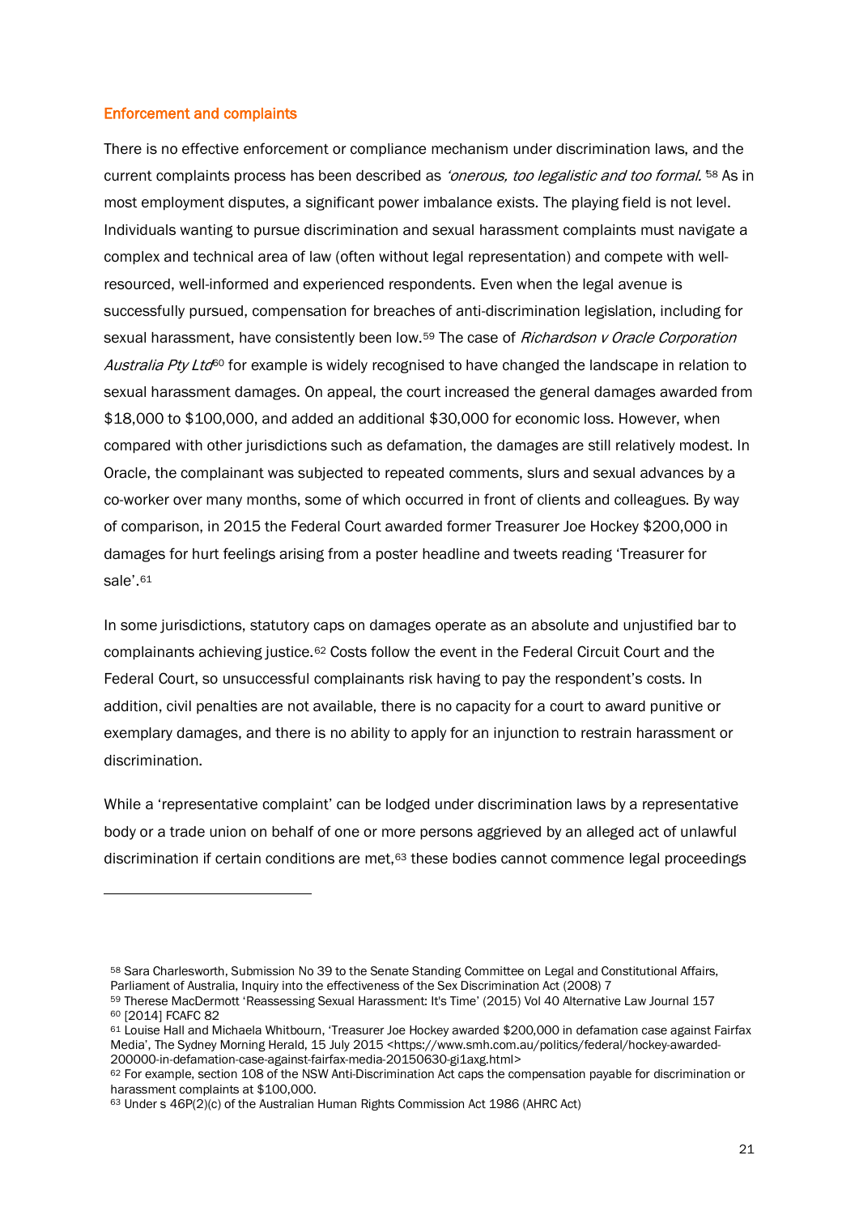## Enforcement and complaints

There is no effective enforcement or compliance mechanism under discrimination laws, and the current complaints process has been described as *'onerous, too legalistic and too formal.'*[58] As in most employment disputes, a significant power imbalance exists. The playing field is not level. Individuals wanting to pursue discrimination and sexual harassment complaints must navigate a complex and technical area of law (often without legal representation) and compete with well-resourced, well-informed and experienced respondents. Even when the legal avenue is successfully pursued, compensation for breaches of anti-discrimination legislation, including for sexual harassment, have consistently been low.[59] The case of *Richardson v Oracle Corporation Australia Pty Ltd*[60] for example is widely recognised to have changed the landscape in relation to sexual harassment damages. On appeal, the court increased the general damages awarded from $18,000 to $100,000, and added an additional $30,000 for economic loss. However, when compared with other jurisdictions such as defamation, the damages are still relatively modest. In Oracle, the complainant was subjected to repeated comments, slurs and sexual advances by a co-worker over many months, some of which occurred in front of clients and colleagues. By way of comparison, in 2015 the Federal Court awarded former Treasurer Joe Hockey $200,000 in damages for hurt feelings arising from a poster headline and tweets reading 'Treasurer for sale'.[61]

In some jurisdictions, statutory caps on damages operate as an absolute and unjustified bar to complainants achieving justice.[62] Costs follow the event in the Federal Circuit Court and the Federal Court, so unsuccessful complainants risk having to pay the respondent's costs. In addition, civil penalties are not available, there is no capacity for a court to award punitive or exemplary damages, and there is no ability to apply for an injunction to restrain harassment or discrimination.

While a 'representative complaint' can be lodged under discrimination laws by a representative body or a trade union on behalf of one or more persons aggrieved by an alleged act of unlawful discrimination if certain conditions are met,[63] these bodies cannot commence legal proceedings

---

[58] Sara Charlesworth, Submission No 39 to the Senate Standing Committee on Legal and Constitutional Affairs, Parliament of Australia, Inquiry into the effectiveness of the Sex Discrimination Act (2008) 7

[59] Therese MacDermott 'Reassessing Sexual Harassment: It's Time' (2015) Vol 40 Alternative Law Journal 157

[60] [2014] FCAFC 82

[61] Louise Hall and Michaela Whitbourn, 'Treasurer Joe Hockey awarded $200,000 in defamation case against Fairfax Media', The Sydney Morning Herald, 15 July 2015 <https://www.smh.com.au/politics/federal/hockey-awarded-200000-in-defamation-case-against-fairfax-media-20150630-gi1axg.html>

[62] For example, section 108 of the NSW Anti-Discrimination Act caps the compensation payable for discrimination or harassment complaints at $100,000.

[63] Under s 46P(2)(c) of the Australian Human Rights Commission Act 1986 (AHRC Act)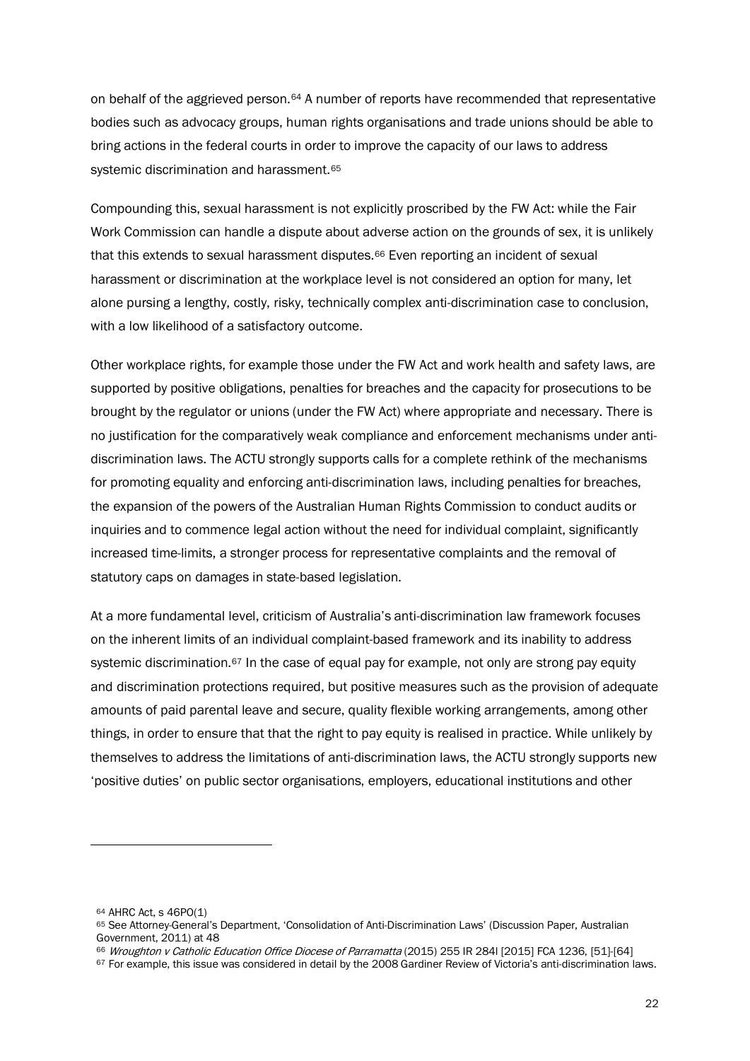on behalf of the aggrieved person.[64] A number of reports have recommended that representative bodies such as advocacy groups, human rights organisations and trade unions should be able to bring actions in the federal courts in order to improve the capacity of our laws to address systemic discrimination and harassment.[65]

Compounding this, sexual harassment is not explicitly proscribed by the FW Act: while the Fair Work Commission can handle a dispute about adverse action on the grounds of sex, it is unlikely that this extends to sexual harassment disputes.[66] Even reporting an incident of sexual harassment or discrimination at the workplace level is not considered an option for many, let alone pursuing a lengthy, costly, risky, technically complex anti-discrimination case to conclusion, with a low likelihood of a satisfactory outcome.

Other workplace rights, for example those under the FW Act and work health and safety laws, are supported by positive obligations, penalties for breaches and the capacity for prosecutions to be brought by the regulator or unions (under the FW Act) where appropriate and necessary. There is no justification for the comparatively weak compliance and enforcement mechanisms under anti-discrimination laws. The ACTU strongly supports calls for a complete rethink of the mechanisms for promoting equality and enforcing anti-discrimination laws, including penalties for breaches, the expansion of the powers of the Australian Human Rights Commission to conduct audits or inquiries and to commence legal action without the need for individual complaint, significantly increased time-limits, a stronger process for representative complaints and the removal of statutory caps on damages in state-based legislation.

At a more fundamental level, criticism of Australia's anti-discrimination law framework focuses on the inherent limits of an individual complaint-based framework and its inability to address systemic discrimination.[67] In the case of equal pay for example, not only are strong pay equity and discrimination protections required, but positive measures such as the provision of adequate amounts of paid parental leave and secure, quality flexible working arrangements, among other things, in order to ensure that that the right to pay equity is realised in practice. While unlikely by themselves to address the limitations of anti-discrimination laws, the ACTU strongly supports new 'positive duties' on public sector organisations, employers, educational institutions and other

---

[64] AHRC Act, s 46PO(1)

[65] See Attorney-General's Department, 'Consolidation of Anti-Discrimination Laws' (Discussion Paper, Australian Government, 2011) at 48

[66] *Wroughton v Catholic Education Office Diocese of Parramatta* (2015) 255 IR 284l [2015] FCA 1236, [51]-[64]

[67] For example, this issue was considered in detail by the 2008 Gardiner Review of Victoria's anti-discrimination laws.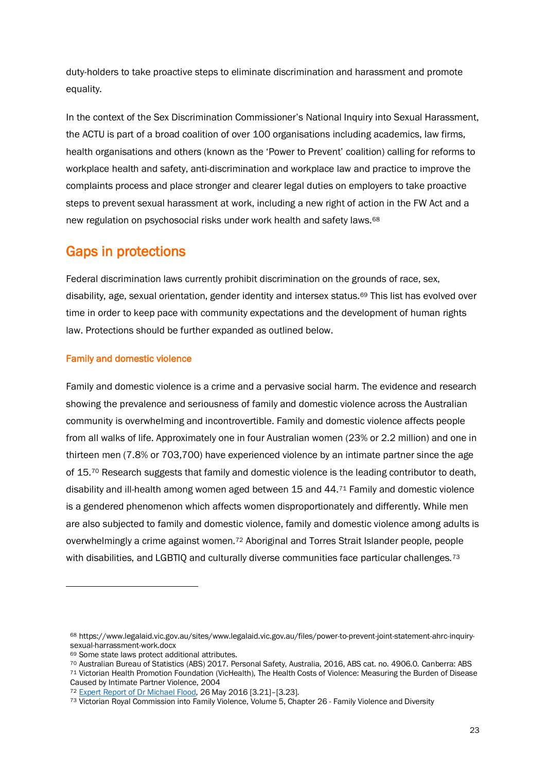duty-holders to take proactive steps to eliminate discrimination and harassment and promote equality.

In the context of the Sex Discrimination Commissioner's National Inquiry into Sexual Harassment, the ACTU is part of a broad coalition of over 100 organisations including academics, law firms, health organisations and others (known as the 'Power to Prevent' coalition) calling for reforms to workplace health and safety, anti-discrimination and workplace law and practice to improve the complaints process and place stronger and clearer legal duties on employers to take proactive steps to prevent sexual harassment at work, including a new right of action in the FW Act and a new regulation on psychosocial risks under work health and safety laws.[68]

## Gaps in protections

Federal discrimination laws currently prohibit discrimination on the grounds of race, sex, disability, age, sexual orientation, gender identity and intersex status.[69] This list has evolved over time in order to keep pace with community expectations and the development of human rights law. Protections should be further expanded as outlined below.

### Family and domestic violence

Family and domestic violence is a crime and a pervasive social harm. The evidence and research showing the prevalence and seriousness of family and domestic violence across the Australian community is overwhelming and incontrovertible. Family and domestic violence affects people from all walks of life. Approximately one in four Australian women (23% or 2.2 million) and one in thirteen men (7.8% or 703,700) have experienced violence by an intimate partner since the age of 15.[70] Research suggests that family and domestic violence is the leading contributor to death, disability and ill-health among women aged between 15 and 44.[71] Family and domestic violence is a gendered phenomenon which affects women disproportionately and differently. While men are also subjected to family and domestic violence, family and domestic violence among adults is overwhelmingly a crime against women.[72] Aboriginal and Torres Strait Islander people, people with disabilities, and LGBTIQ and culturally diverse communities face particular challenges.[73]

---

[68] https://www.legalaid.vic.gov.au/sites/www.legalaid.vic.gov.au/files/power-to-prevent-joint-statement-ahrc-inquiry-sexual-harrassment-work.docx

[69] Some state laws protect additional attributes.

[70] Australian Bureau of Statistics (ABS) 2017. Personal Safety, Australia, 2016, ABS cat. no. 4906.0. Canberra: ABS

[71] Victorian Health Promotion Foundation (VicHealth), The Health Costs of Violence: Measuring the Burden of Disease Caused by Intimate Partner Violence, 2004

[72] Expert Report of Dr Michael Flood, 26 May 2016 [3.21]–[3.23].

[73] Victorian Royal Commission into Family Violence, Volume 5, Chapter 26 - Family Violence and Diversity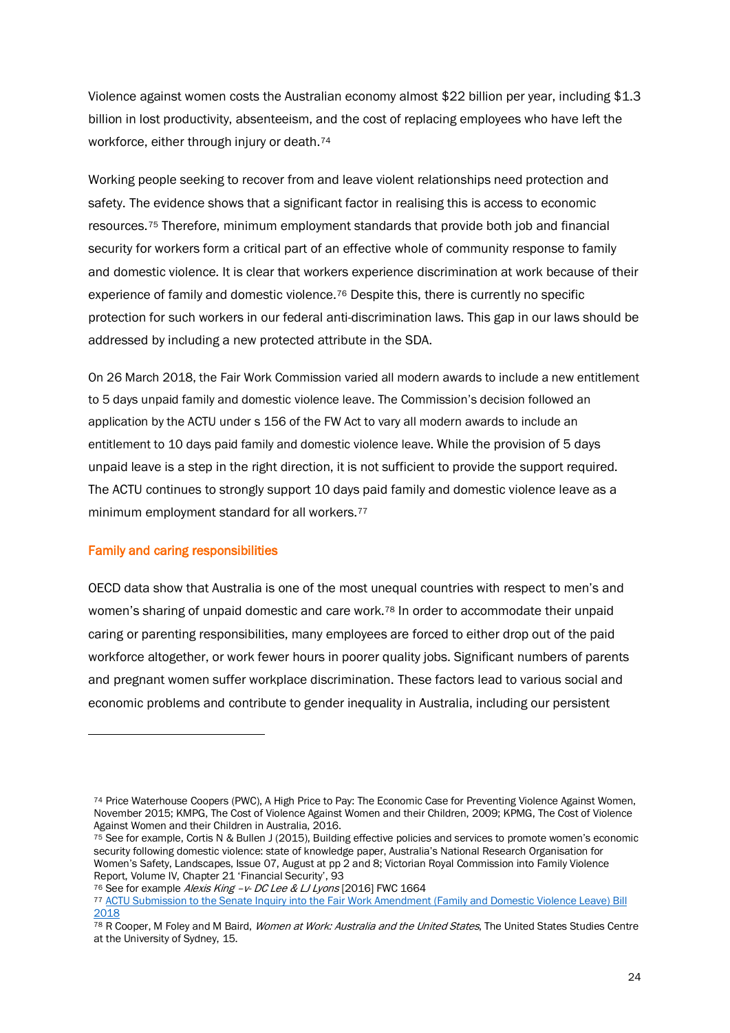Violence against women costs the Australian economy almost $22 billion per year, including $1.3 billion in lost productivity, absenteeism, and the cost of replacing employees who have left the workforce, either through injury or death.[74]

Working people seeking to recover from and leave violent relationships need protection and safety. The evidence shows that a significant factor in realising this is access to economic resources.[75] Therefore, minimum employment standards that provide both job and financial security for workers form a critical part of an effective whole of community response to family and domestic violence. It is clear that workers experience discrimination at work because of their experience of family and domestic violence.[76] Despite this, there is currently no specific protection for such workers in our federal anti-discrimination laws. This gap in our laws should be addressed by including a new protected attribute in the SDA.

On 26 March 2018, the Fair Work Commission varied all modern awards to include a new entitlement to 5 days unpaid family and domestic violence leave. The Commission's decision followed an application by the ACTU under s 156 of the FW Act to vary all modern awards to include an entitlement to 10 days paid family and domestic violence leave. While the provision of 5 days unpaid leave is a step in the right direction, it is not sufficient to provide the support required. The ACTU continues to strongly support 10 days paid family and domestic violence leave as a minimum employment standard for all workers.[77]

### Family and caring responsibilities

OECD data show that Australia is one of the most unequal countries with respect to men's and women's sharing of unpaid domestic and care work.[78] In order to accommodate their unpaid caring or parenting responsibilities, many employees are forced to either drop out of the paid workforce altogether, or work fewer hours in poorer quality jobs. Significant numbers of parents and pregnant women suffer workplace discrimination. These factors lead to various social and economic problems and contribute to gender inequality in Australia, including our persistent

---

[74] Price Waterhouse Coopers (PWC), A High Price to Pay: The Economic Case for Preventing Violence Against Women, November 2015; KMPG, The Cost of Violence Against Women and their Children, 2009; KPMG, The Cost of Violence Against Women and their Children in Australia, 2016.

[75] See for example, Cortis N & Bullen J (2015), Building effective policies and services to promote women's economic security following domestic violence: state of knowledge paper, Australia's National Research Organisation for Women's Safety, Landscapes, Issue 07, August at pp 2 and 8; Victorian Royal Commission into Family Violence Report, Volume IV, Chapter 21 'Financial Security', 93

[76] See for example *Alexis King –v- DC Lee & LJ Lyons* [2016] FWC 1664

[77] ACTU Submission to the Senate Inquiry into the Fair Work Amendment (Family and Domestic Violence Leave) Bill 2018

[78] R Cooper, M Foley and M Baird, *Women at Work: Australia and the United States*, The United States Studies Centre at the University of Sydney, 15.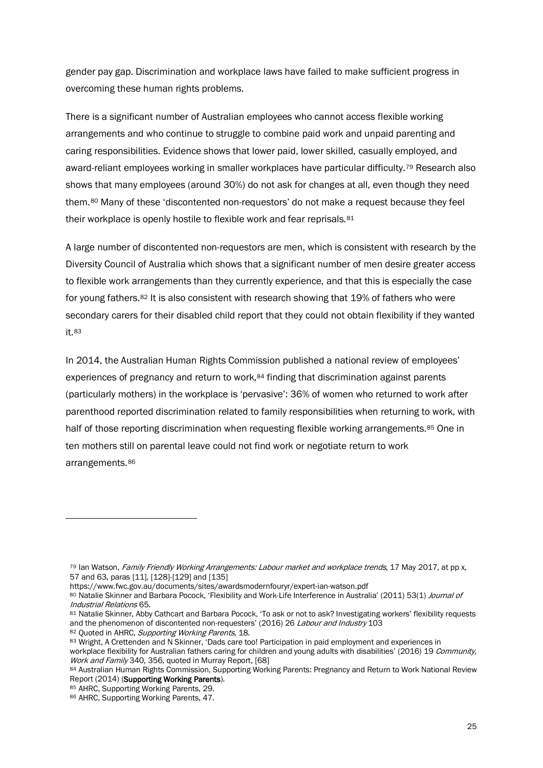gender pay gap. Discrimination and workplace laws have failed to make sufficient progress in overcoming these human rights problems.

There is a significant number of Australian employees who cannot access flexible working arrangements and who continue to struggle to combine paid work and unpaid parenting and caring responsibilities. Evidence shows that lower paid, lower skilled, casually employed, and award-reliant employees working in smaller workplaces have particular difficulty.[79] Research also shows that many employees (around 30%) do not ask for changes at all, even though they need them.[80] Many of these 'discontented non-requestors' do not make a request because they feel their workplace is openly hostile to flexible work and fear reprisals.[81]

A large number of discontented non-requestors are men, which is consistent with research by the Diversity Council of Australia which shows that a significant number of men desire greater access to flexible work arrangements than they currently experience, and that this is especially the case for young fathers.[82] It is also consistent with research showing that 19% of fathers who were secondary carers for their disabled child report that they could not obtain flexibility if they wanted it.[83]

In 2014, the Australian Human Rights Commission published a national review of employees' experiences of pregnancy and return to work,[84] finding that discrimination against parents (particularly mothers) in the workplace is 'pervasive': 36% of women who returned to work after parenthood reported discrimination related to family responsibilities when returning to work, with half of those reporting discrimination when requesting flexible working arrangements.[85] One in ten mothers still on parental leave could not find work or negotiate return to work arrangements.[86]

---

[79] Ian Watson, *Family Friendly Working Arrangements: Labour market and workplace trends*, 17 May 2017, at pp x, 57 and 63, paras [11], [128]-[129] and [135] https://www.fwc.gov.au/documents/sites/awardsmodernfouryr/expert-ian-watson.pdf

[80] Natalie Skinner and Barbara Pocock, 'Flexibility and Work-Life Interference in Australia' (2011) 53(1) *Journal of Industrial Relations* 65.

[81] Natalie Skinner, Abby Cathcart and Barbara Pocock, 'To ask or not to ask? Investigating workers' flexibility requests and the phenomenon of discontented non-requesters' (2016) 26 *Labour and Industry* 103

[82] Quoted in AHRC, *Supporting Working Parents*, 18.

[83] Wright, A Crettenden and N Skinner, 'Dads care too! Participation in paid employment and experiences in workplace flexibility for Australian fathers caring for children and young adults with disabilities' (2016) 19 *Community, Work and Family* 340, 356, quoted in Murray Report, [68]

[84] Australian Human Rights Commission, Supporting Working Parents: Pregnancy and Return to Work National Review Report (2014) (**Supporting Working Parents**).

[85] AHRC, Supporting Working Parents, 29.

[86] AHRC, Supporting Working Parents, 47.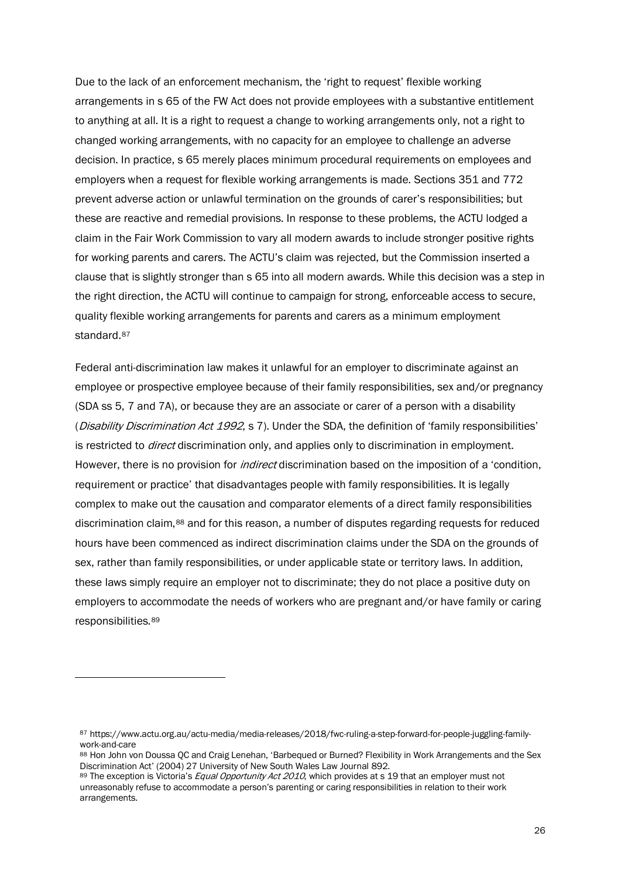Due to the lack of an enforcement mechanism, the 'right to request' flexible working arrangements in s 65 of the FW Act does not provide employees with a substantive entitlement to anything at all. It is a right to request a change to working arrangements only, not a right to changed working arrangements, with no capacity for an employee to challenge an adverse decision. In practice, s 65 merely places minimum procedural requirements on employees and employers when a request for flexible working arrangements is made. Sections 351 and 772 prevent adverse action or unlawful termination on the grounds of carer's responsibilities; but these are reactive and remedial provisions. In response to these problems, the ACTU lodged a claim in the Fair Work Commission to vary all modern awards to include stronger positive rights for working parents and carers. The ACTU's claim was rejected, but the Commission inserted a clause that is slightly stronger than s 65 into all modern awards. While this decision was a step in the right direction, the ACTU will continue to campaign for strong, enforceable access to secure, quality flexible working arrangements for parents and carers as a minimum employment standard.[87]

Federal anti-discrimination law makes it unlawful for an employer to discriminate against an employee or prospective employee because of their family responsibilities, sex and/or pregnancy (SDA ss 5, 7 and 7A), or because they are an associate or carer of a person with a disability (*Disability Discrimination Act 1992*, s 7). Under the SDA, the definition of 'family responsibilities' is restricted to *direct* discrimination only, and applies only to discrimination in employment. However, there is no provision for *indirect* discrimination based on the imposition of a 'condition, requirement or practice' that disadvantages people with family responsibilities. It is legally complex to make out the causation and comparator elements of a direct family responsibilities discrimination claim,[88] and for this reason, a number of disputes regarding requests for reduced hours have been commenced as indirect discrimination claims under the SDA on the grounds of sex, rather than family responsibilities, or under applicable state or territory laws. In addition, these laws simply require an employer not to discriminate; they do not place a positive duty on employers to accommodate the needs of workers who are pregnant and/or have family or caring responsibilities.[89]

---

[87] https://www.actu.org.au/actu-media/media-releases/2018/fwc-ruling-a-step-forward-for-people-juggling-family-work-and-care

[88] Hon John von Doussa QC and Craig Lenehan, 'Barbequed or Burned? Flexibility in Work Arrangements and the Sex Discrimination Act' (2004) 27 University of New South Wales Law Journal 892.

[89] The exception is Victoria's *Equal Opportunity Act 2010*, which provides at s 19 that an employer must not unreasonably refuse to accommodate a person's parenting or caring responsibilities in relation to their work arrangements.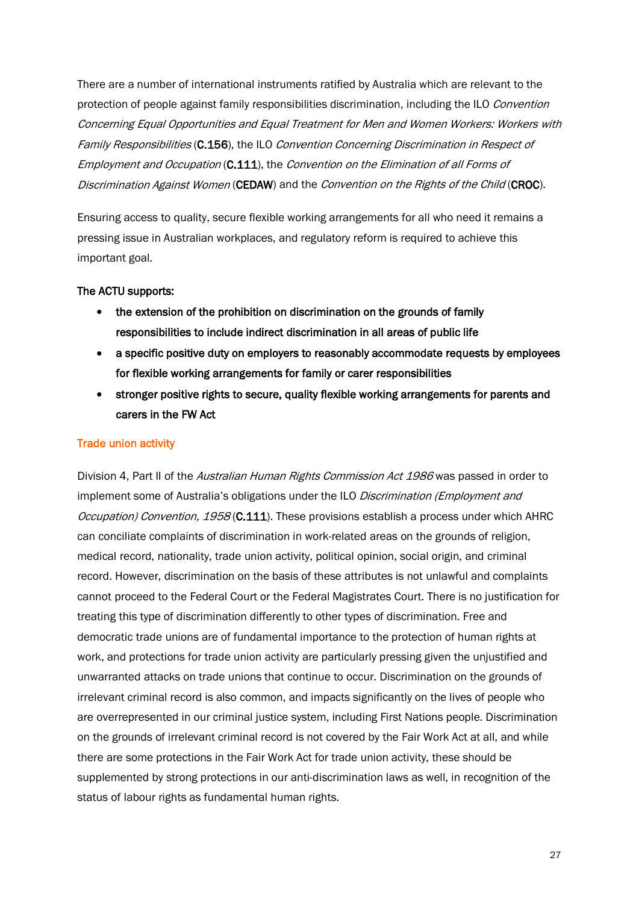There are a number of international instruments ratified by Australia which are relevant to the protection of people against family responsibilities discrimination, including the ILO *Convention Concerning Equal Opportunities and Equal Treatment for Men and Women Workers: Workers with Family Responsibilities* (**C.156**), the ILO *Convention Concerning Discrimination in Respect of Employment and Occupation* (**C.111**), the *Convention on the Elimination of all Forms of Discrimination Against Women* (**CEDAW**) and the *Convention on the Rights of the Child* (**CROC**).

Ensuring access to quality, secure flexible working arrangements for all who need it remains a pressing issue in Australian workplaces, and regulatory reform is required to achieve this important goal.

**The ACTU supports:**

- **the extension of the prohibition on discrimination on the grounds of family responsibilities to include indirect discrimination in all areas of public life**
- **a specific positive duty on employers to reasonably accommodate requests by employees for flexible working arrangements for family or carer responsibilities**
- **stronger positive rights to secure, quality flexible working arrangements for parents and carers in the FW Act**

### Trade union activity

Division 4, Part II of the *Australian Human Rights Commission Act 1986* was passed in order to implement some of Australia's obligations under the ILO *Discrimination (Employment and Occupation) Convention, 1958* (**C.111**). These provisions establish a process under which AHRC can conciliate complaints of discrimination in work-related areas on the grounds of religion, medical record, nationality, trade union activity, political opinion, social origin, and criminal record. However, discrimination on the basis of these attributes is not unlawful and complaints cannot proceed to the Federal Court or the Federal Magistrates Court. There is no justification for treating this type of discrimination differently to other types of discrimination. Free and democratic trade unions are of fundamental importance to the protection of human rights at work, and protections for trade union activity are particularly pressing given the unjustified and unwarranted attacks on trade unions that continue to occur. Discrimination on the grounds of irrelevant criminal record is also common, and impacts significantly on the lives of people who are overrepresented in our criminal justice system, including First Nations people. Discrimination on the grounds of irrelevant criminal record is not covered by the Fair Work Act at all, and while there are some protections in the Fair Work Act for trade union activity, these should be supplemented by strong protections in our anti-discrimination laws as well, in recognition of the status of labour rights as fundamental human rights.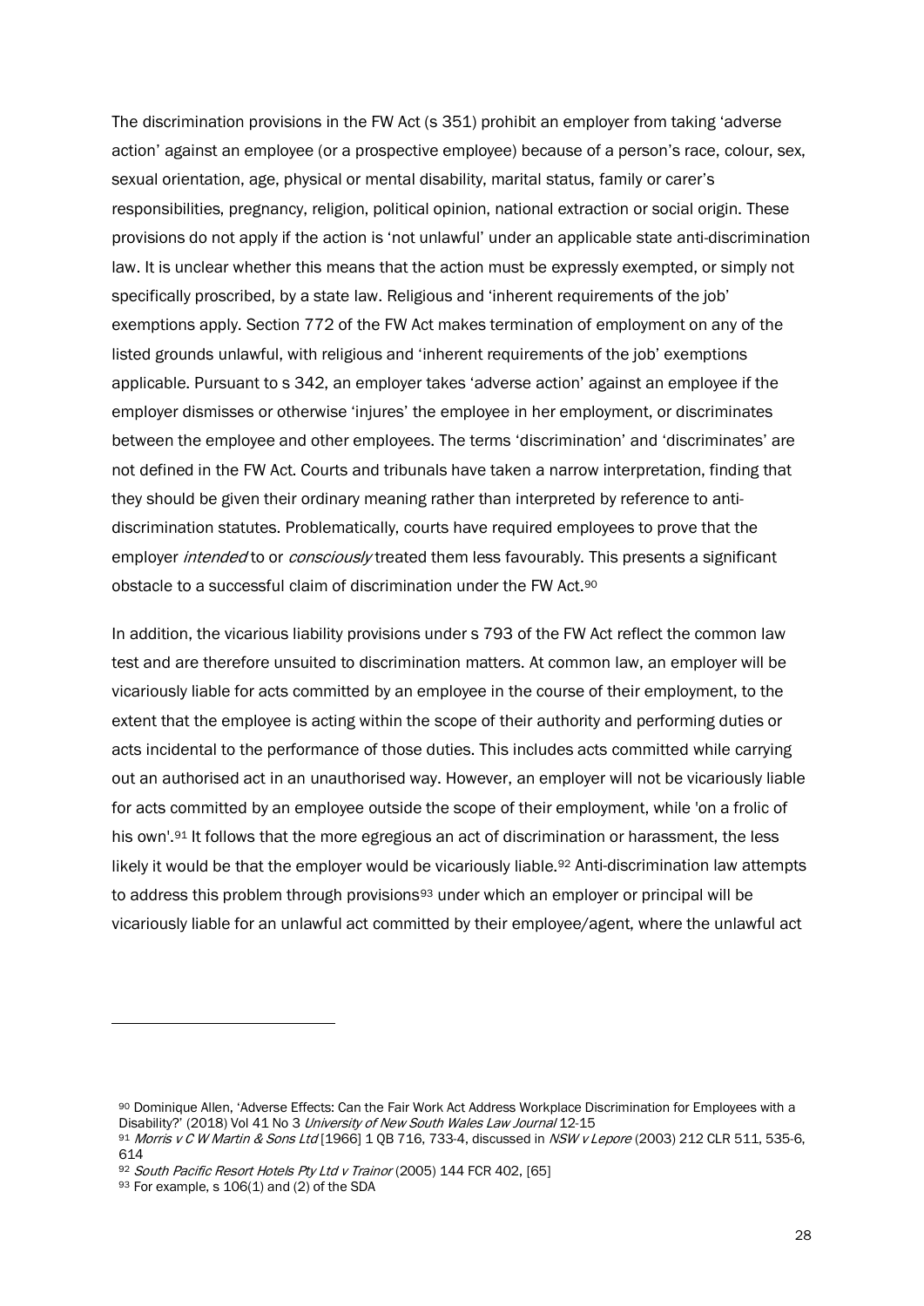The discrimination provisions in the FW Act (s 351) prohibit an employer from taking 'adverse action' against an employee (or a prospective employee) because of a person's race, colour, sex, sexual orientation, age, physical or mental disability, marital status, family or carer's responsibilities, pregnancy, religion, political opinion, national extraction or social origin. These provisions do not apply if the action is 'not unlawful' under an applicable state anti-discrimination law. It is unclear whether this means that the action must be expressly exempted, or simply not specifically proscribed, by a state law. Religious and 'inherent requirements of the job' exemptions apply. Section 772 of the FW Act makes termination of employment on any of the listed grounds unlawful, with religious and 'inherent requirements of the job' exemptions applicable. Pursuant to s 342, an employer takes 'adverse action' against an employee if the employer dismisses or otherwise 'injures' the employee in her employment, or discriminates between the employee and other employees. The terms 'discrimination' and 'discriminates' are not defined in the FW Act. Courts and tribunals have taken a narrow interpretation, finding that they should be given their ordinary meaning rather than interpreted by reference to anti-discrimination statutes. Problematically, courts have required employees to prove that the employer *intended* to or *consciously* treated them less favourably. This presents a significant obstacle to a successful claim of discrimination under the FW Act.[90]

In addition, the vicarious liability provisions under s 793 of the FW Act reflect the common law test and are therefore unsuited to discrimination matters. At common law, an employer will be vicariously liable for acts committed by an employee in the course of their employment, to the extent that the employee is acting within the scope of their authority and performing duties or acts incidental to the performance of those duties. This includes acts committed while carrying out an authorised act in an unauthorised way. However, an employer will not be vicariously liable for acts committed by an employee outside the scope of their employment, while 'on a frolic of his own'.[91] It follows that the more egregious an act of discrimination or harassment, the less likely it would be that the employer would be vicariously liable.[92] Anti-discrimination law attempts to address this problem through provisions[93] under which an employer or principal will be vicariously liable for an unlawful act committed by their employee/agent, where the unlawful act

---

[90] Dominique Allen, 'Adverse Effects: Can the Fair Work Act Address Workplace Discrimination for Employees with a Disability?' (2018) Vol 41 No 3 *University of New South Wales Law Journal* 12-15

[91] *Morris v C W Martin & Sons Ltd* [1966] 1 QB 716, 733-4, discussed in *NSW v Lepore* (2003) 212 CLR 511, 535-6, 614

[92] *South Pacific Resort Hotels Pty Ltd v Trainor* (2005) 144 FCR 402, [65]

[93] For example, s 106(1) and (2) of the SDA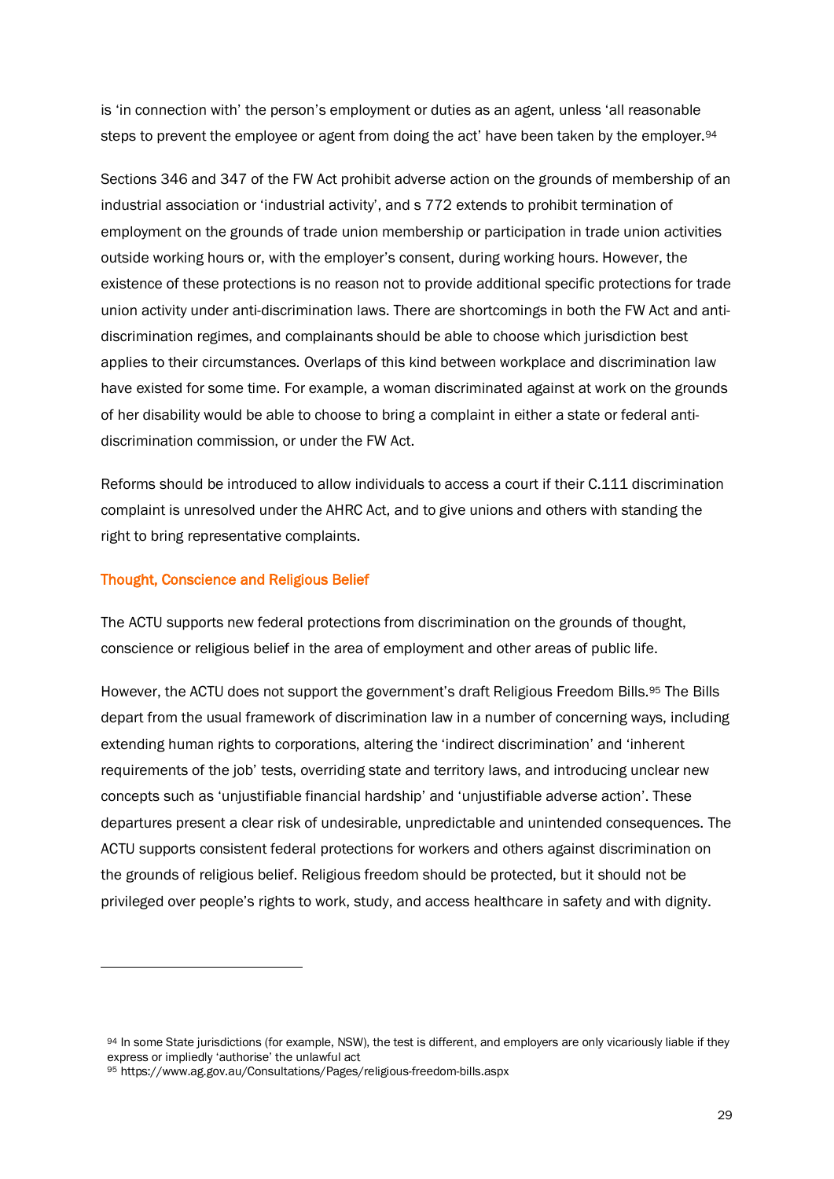is 'in connection with' the person's employment or duties as an agent, unless 'all reasonable steps to prevent the employee or agent from doing the act' have been taken by the employer.[94]

Sections 346 and 347 of the FW Act prohibit adverse action on the grounds of membership of an industrial association or 'industrial activity', and s 772 extends to prohibit termination of employment on the grounds of trade union membership or participation in trade union activities outside working hours or, with the employer's consent, during working hours. However, the existence of these protections is no reason not to provide additional specific protections for trade union activity under anti-discrimination laws. There are shortcomings in both the FW Act and anti-discrimination regimes, and complainants should be able to choose which jurisdiction best applies to their circumstances. Overlaps of this kind between workplace and discrimination law have existed for some time. For example, a woman discriminated against at work on the grounds of her disability would be able to choose to bring a complaint in either a state or federal anti-discrimination commission, or under the FW Act.

Reforms should be introduced to allow individuals to access a court if their C.111 discrimination complaint is unresolved under the AHRC Act, and to give unions and others with standing the right to bring representative complaints.

### Thought, Conscience and Religious Belief

The ACTU supports new federal protections from discrimination on the grounds of thought, conscience or religious belief in the area of employment and other areas of public life.

However, the ACTU does not support the government's draft Religious Freedom Bills.[95] The Bills depart from the usual framework of discrimination law in a number of concerning ways, including extending human rights to corporations, altering the 'indirect discrimination' and 'inherent requirements of the job' tests, overriding state and territory laws, and introducing unclear new concepts such as 'unjustifiable financial hardship' and 'unjustifiable adverse action'. These departures present a clear risk of undesirable, unpredictable and unintended consequences. The ACTU supports consistent federal protections for workers and others against discrimination on the grounds of religious belief. Religious freedom should be protected, but it should not be privileged over people's rights to work, study, and access healthcare in safety and with dignity.

---

[94] In some State jurisdictions (for example, NSW), the test is different, and employers are only vicariously liable if they express or impliedly 'authorise' the unlawful act

[95] https://www.ag.gov.au/Consultations/Pages/religious-freedom-bills.aspx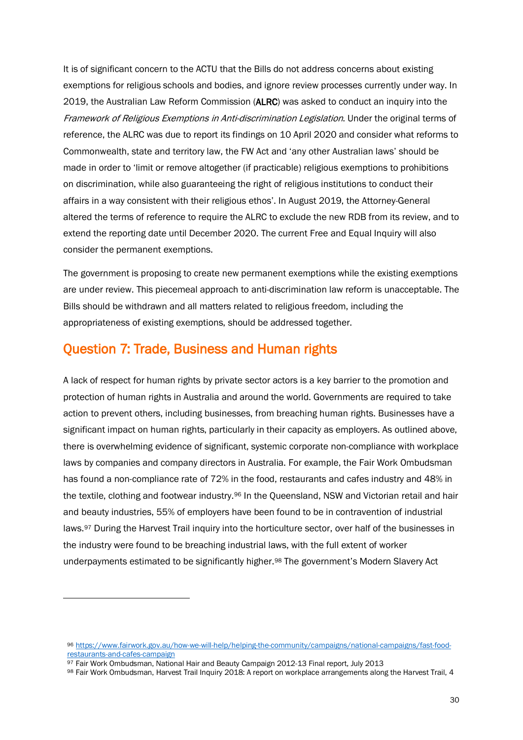It is of significant concern to the ACTU that the Bills do not address concerns about existing exemptions for religious schools and bodies, and ignore review processes currently under way. In 2019, the Australian Law Reform Commission (**ALRC**) was asked to conduct an inquiry into the *Framework of Religious Exemptions in Anti-discrimination Legislation*. Under the original terms of reference, the ALRC was due to report its findings on 10 April 2020 and consider what reforms to Commonwealth, state and territory law, the FW Act and 'any other Australian laws' should be made in order to 'limit or remove altogether (if practicable) religious exemptions to prohibitions on discrimination, while also guaranteeing the right of religious institutions to conduct their affairs in a way consistent with their religious ethos'. In August 2019, the Attorney-General altered the terms of reference to require the ALRC to exclude the new RDB from its review, and to extend the reporting date until December 2020. The current Free and Equal Inquiry will also consider the permanent exemptions.

The government is proposing to create new permanent exemptions while the existing exemptions are under review. This piecemeal approach to anti-discrimination law reform is unacceptable. The Bills should be withdrawn and all matters related to religious freedom, including the appropriateness of existing exemptions, should be addressed together.

## Question 7: Trade, Business and Human rights

A lack of respect for human rights by private sector actors is a key barrier to the promotion and protection of human rights in Australia and around the world. Governments are required to take action to prevent others, including businesses, from breaching human rights. Businesses have a significant impact on human rights, particularly in their capacity as employers. As outlined above, there is overwhelming evidence of significant, systemic corporate non-compliance with workplace laws by companies and company directors in Australia. For example, the Fair Work Ombudsman has found a non-compliance rate of 72% in the food, restaurants and cafes industry and 48% in the textile, clothing and footwear industry.[96] In the Queensland, NSW and Victorian retail and hair and beauty industries, 55% of employers have been found to be in contravention of industrial laws.[97] During the Harvest Trail inquiry into the horticulture sector, over half of the businesses in the industry were found to be breaching industrial laws, with the full extent of worker underpayments estimated to be significantly higher.[98] The government's Modern Slavery Act

---

[96] https://www.fairwork.gov.au/how-we-will-help/helping-the-community/campaigns/national-campaigns/fast-food-restaurants-and-cafes-campaign

[97] Fair Work Ombudsman, National Hair and Beauty Campaign 2012-13 Final report, July 2013

[98] Fair Work Ombudsman, Harvest Trail Inquiry 2018: A report on workplace arrangements along the Harvest Trail, 4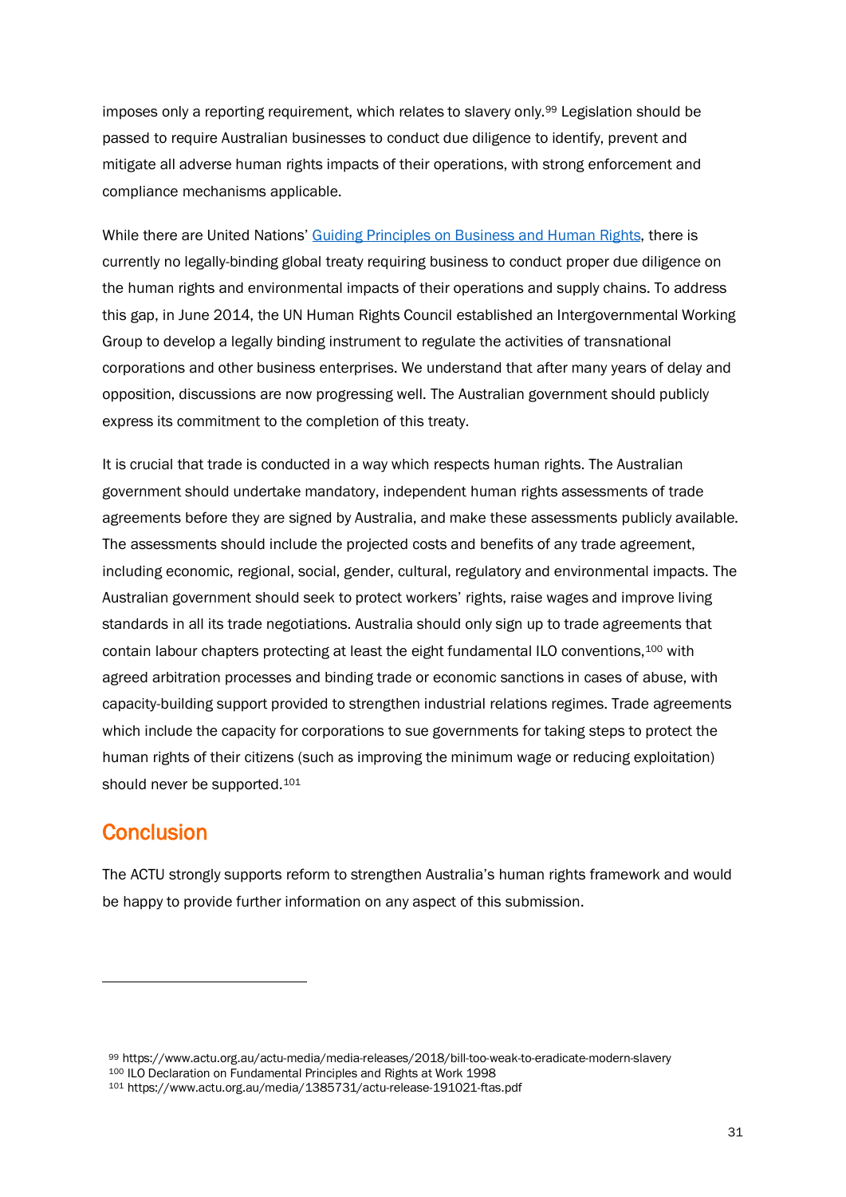imposes only a reporting requirement, which relates to slavery only.[99] Legislation should be passed to require Australian businesses to conduct due diligence to identify, prevent and mitigate all adverse human rights impacts of their operations, with strong enforcement and compliance mechanisms applicable.

While there are United Nations' Guiding Principles on Business and Human Rights, there is currently no legally-binding global treaty requiring business to conduct proper due diligence on the human rights and environmental impacts of their operations and supply chains. To address this gap, in June 2014, the UN Human Rights Council established an Intergovernmental Working Group to develop a legally binding instrument to regulate the activities of transnational corporations and other business enterprises. We understand that after many years of delay and opposition, discussions are now progressing well. The Australian government should publicly express its commitment to the completion of this treaty.

It is crucial that trade is conducted in a way which respects human rights. The Australian government should undertake mandatory, independent human rights assessments of trade agreements before they are signed by Australia, and make these assessments publicly available. The assessments should include the projected costs and benefits of any trade agreement, including economic, regional, social, gender, cultural, regulatory and environmental impacts. The Australian government should seek to protect workers' rights, raise wages and improve living standards in all its trade negotiations. Australia should only sign up to trade agreements that contain labour chapters protecting at least the eight fundamental ILO conventions,[100] with agreed arbitration processes and binding trade or economic sanctions in cases of abuse, with capacity-building support provided to strengthen industrial relations regimes. Trade agreements which include the capacity for corporations to sue governments for taking steps to protect the human rights of their citizens (such as improving the minimum wage or reducing exploitation) should never be supported.[101]

## Conclusion

The ACTU strongly supports reform to strengthen Australia's human rights framework and would be happy to provide further information on any aspect of this submission.

---

[99] https://www.actu.org.au/actu-media/media-releases/2018/bill-too-weak-to-eradicate-modern-slavery

[100] ILO Declaration on Fundamental Principles and Rights at Work 1998

[101] https://www.actu.org.au/media/1385731/actu-release-191021-ftas.pdf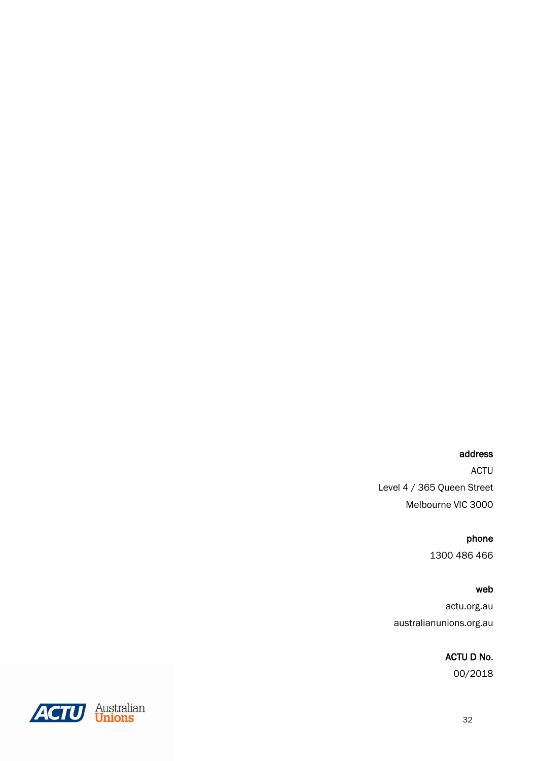**address**

ACTU

Level 4 / 365 Queen Street

Melbourne VIC 3000

**phone**

1300 486 466

**web**

actu.org.au

australianunions.org.au

**ACTU D No.**

00/2018